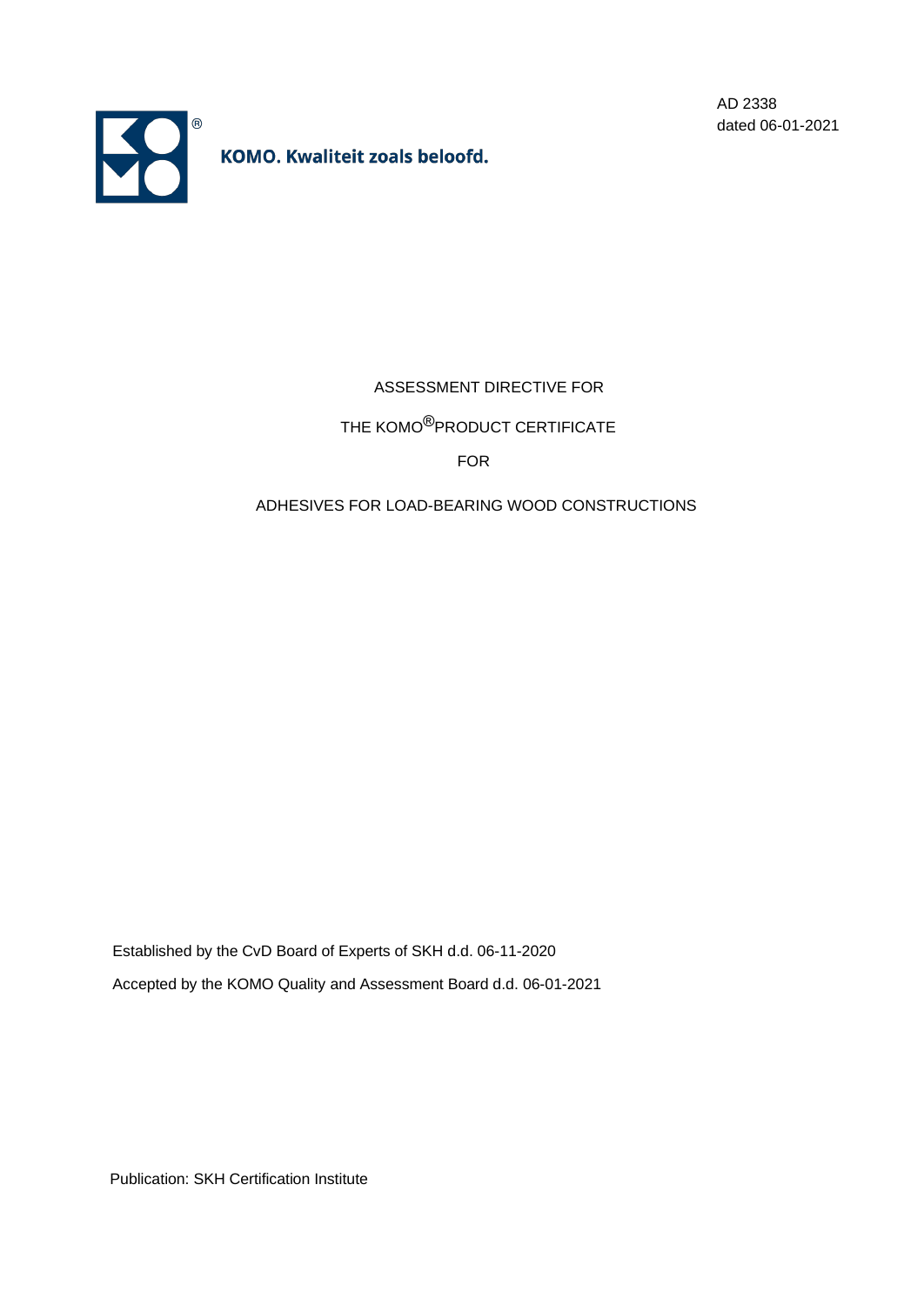AD 2338
dated 06-01-2021

KOMO. Kwaliteit zoals beloofd.

# ASSESSMENT DIRECTIVE FOR

# THE KOMO®PRODUCT CERTIFICATE

# FOR

# ADHESIVES FOR LOAD-BEARING WOOD CONSTRUCTIONS

Established by the CvD Board of Experts of SKH d.d. 06-11-2020

Accepted by the KOMO Quality and Assessment Board d.d. 06-01-2021

Publication: SKH Certification Institute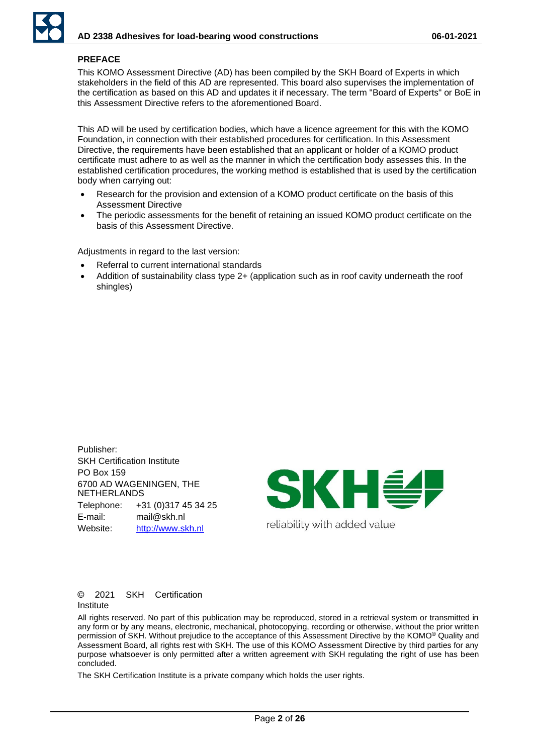## PREFACE

This KOMO Assessment Directive (AD) has been compiled by the SKH Board of Experts in which stakeholders in the field of this AD are represented. This board also supervises the implementation of the certification as based on this AD and updates it if necessary. The term "Board of Experts" or BoE in this Assessment Directive refers to the aforementioned Board.

This AD will be used by certification bodies, which have a licence agreement for this with the KOMO Foundation, in connection with their established procedures for certification. In this Assessment Directive, the requirements have been established that an applicant or holder of a KOMO product certificate must adhere to as well as the manner in which the certification body assesses this. In the established certification procedures, the working method is established that is used by the certification body when carrying out:

- Research for the provision and extension of a KOMO product certificate on the basis of this Assessment Directive
- The periodic assessments for the benefit of retaining an issued KOMO product certificate on the basis of this Assessment Directive.

Adjustments in regard to the last version:

- Referral to current international standards
- Addition of sustainability class type 2+ (application such as in roof cavity underneath the roof shingles)

Publisher:
SKH Certification Institute
PO Box 159
6700 AD WAGENINGEN, THE NETHERLANDS

| | |
|---|---|
| Telephone: | +31 (0)317 45 34 25 |
| E-mail: | mail@skh.nl |
| Website: | http://www.skh.nl |

SKH
reliability with added value

© 2021 SKH Certification Institute

All rights reserved. No part of this publication may be reproduced, stored in a retrieval system or transmitted in any form or by any means, electronic, mechanical, photocopying, recording or otherwise, without the prior written permission of SKH. Without prejudice to the acceptance of this Assessment Directive by the KOMO® Quality and Assessment Board, all rights rest with SKH. The use of this KOMO Assessment Directive by third parties for any purpose whatsoever is only permitted after a written agreement with SKH regulating the right of use has been concluded.

The SKH Certification Institute is a private company which holds the user rights.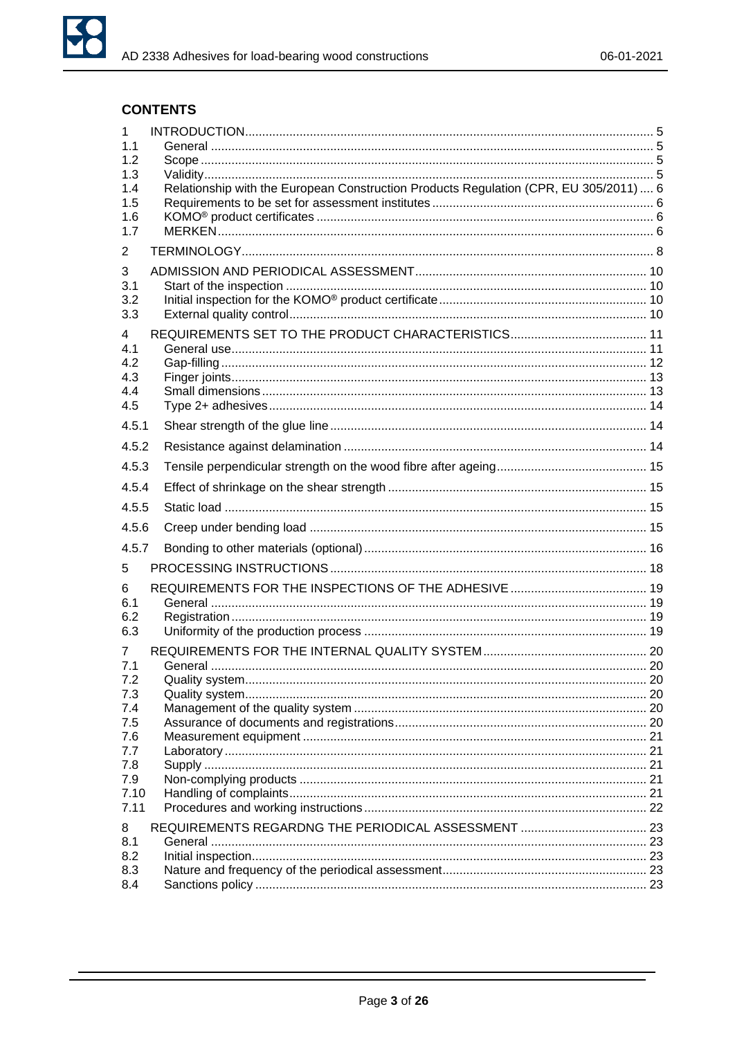## CONTENTS

| | | |
|---|---|---|
| 1 | INTRODUCTION | 5 |
| 1.1 | General | 5 |
| 1.2 | Scope | 5 |
| 1.3 | Validity | 5 |
| 1.4 | Relationship with the European Construction Products Regulation (CPR, EU 305/2011) | 6 |
| 1.5 | Requirements to be set for assessment institutes | 6 |
| 1.6 | KOMO® product certificates | 6 |
| 1.7 | MERKEN | 6 |
| 2 | TERMINOLOGY | 8 |
| 3 | ADMISSION AND PERIODICAL ASSESSMENT | 10 |
| 3.1 | Start of the inspection | 10 |
| 3.2 | Initial inspection for the KOMO® product certificate | 10 |
| 3.3 | External quality control | 10 |
| 4 | REQUIREMENTS SET TO THE PRODUCT CHARACTERISTICS | 11 |
| 4.1 | General use | 11 |
| 4.2 | Gap-filling | 12 |
| 4.3 | Finger joints | 13 |
| 4.4 | Small dimensions | 13 |
| 4.5 | Type 2+ adhesives | 14 |
| 4.5.1 | Shear strength of the glue line | 14 |
| 4.5.2 | Resistance against delamination | 14 |
| 4.5.3 | Tensile perpendicular strength on the wood fibre after ageing | 15 |
| 4.5.4 | Effect of shrinkage on the shear strength | 15 |
| 4.5.5 | Static load | 15 |
| 4.5.6 | Creep under bending load | 15 |
| 4.5.7 | Bonding to other materials (optional) | 16 |
| 5 | PROCESSING INSTRUCTIONS | 18 |
| 6 | REQUIREMENTS FOR THE INSPECTIONS OF THE ADHESIVE | 19 |
| 6.1 | General | 19 |
| 6.2 | Registration | 19 |
| 6.3 | Uniformity of the production process | 19 |
| 7 | REQUIREMENTS FOR THE INTERNAL QUALITY SYSTEM | 20 |
| 7.1 | General | 20 |
| 7.2 | Quality system | 20 |
| 7.3 | Quality system | 20 |
| 7.4 | Management of the quality system | 20 |
| 7.5 | Assurance of documents and registrations | 20 |
| 7.6 | Measurement equipment | 21 |
| 7.7 | Laboratory | 21 |
| 7.8 | Supply | 21 |
| 7.9 | Non-complying products | 21 |
| 7.10 | Handling of complaints | 21 |
| 7.11 | Procedures and working instructions | 22 |
| 8 | REQUIREMENTS REGARDNG THE PERIODICAL ASSESSMENT | 23 |
| 8.1 | General | 23 |
| 8.2 | Initial inspection | 23 |
| 8.3 | Nature and frequency of the periodical assessment | 23 |
| 8.4 | Sanctions policy | 23 |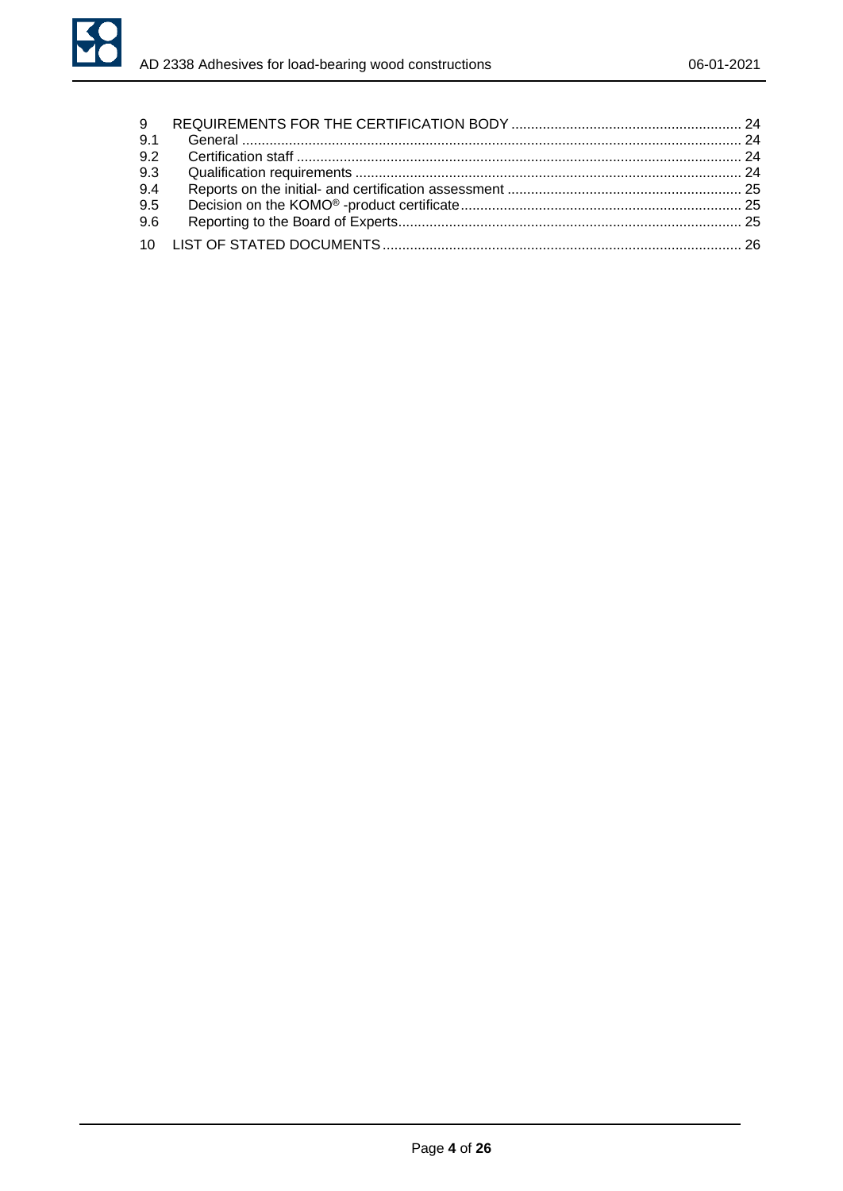| | | |
|---|---|---|
| 9 | REQUIREMENTS FOR THE CERTIFICATION BODY | 24 |
| 9.1 | General | 24 |
| 9.2 | Certification staff | 24 |
| 9.3 | Qualification requirements | 24 |
| 9.4 | Reports on the initial- and certification assessment | 25 |
| 9.5 | Decision on the KOMO® -product certificate | 25 |
| 9.6 | Reporting to the Board of Experts | 25 |
| 10 | LIST OF STATED DOCUMENTS | 26 |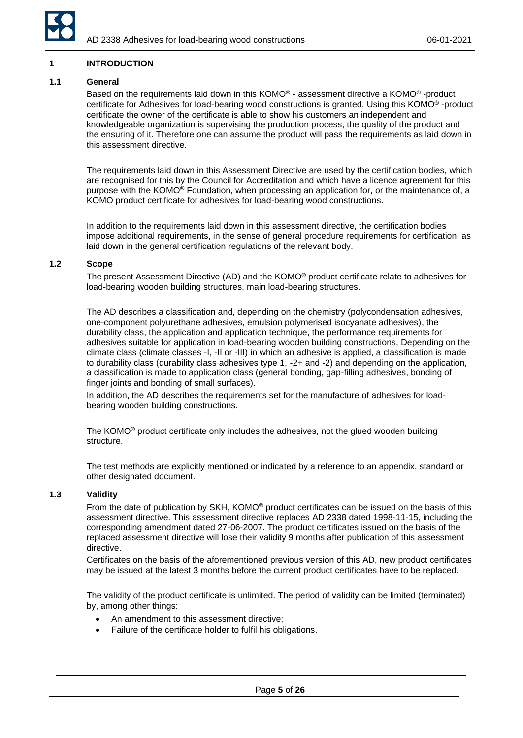## 1 INTRODUCTION

### 1.1 General

Based on the requirements laid down in this KOMO® - assessment directive a KOMO® -product certificate for Adhesives for load-bearing wood constructions is granted. Using this KOMO® -product certificate the owner of the certificate is able to show his customers an independent and knowledgeable organization is supervising the production process, the quality of the product and the ensuring of it. Therefore one can assume the product will pass the requirements as laid down in this assessment directive.

The requirements laid down in this Assessment Directive are used by the certification bodies, which are recognised for this by the Council for Accreditation and which have a licence agreement for this purpose with the KOMO® Foundation, when processing an application for, or the maintenance of, a KOMO product certificate for adhesives for load-bearing wood constructions.

In addition to the requirements laid down in this assessment directive, the certification bodies impose additional requirements, in the sense of general procedure requirements for certification, as laid down in the general certification regulations of the relevant body.

### 1.2 Scope

The present Assessment Directive (AD) and the KOMO® product certificate relate to adhesives for load-bearing wooden building structures, main load-bearing structures.

The AD describes a classification and, depending on the chemistry (polycondensation adhesives, one-component polyurethane adhesives, emulsion polymerised isocyanate adhesives), the durability class, the application and application technique, the performance requirements for adhesives suitable for application in load-bearing wooden building constructions. Depending on the climate class (climate classes -I, -II or -III) in which an adhesive is applied, a classification is made to durability class (durability class adhesives type 1, -2+ and -2) and depending on the application, a classification is made to application class (general bonding, gap-filling adhesives, bonding of finger joints and bonding of small surfaces).

In addition, the AD describes the requirements set for the manufacture of adhesives for load-bearing wooden building constructions.

The KOMO® product certificate only includes the adhesives, not the glued wooden building structure.

The test methods are explicitly mentioned or indicated by a reference to an appendix, standard or other designated document.

### 1.3 Validity

From the date of publication by SKH, KOMO® product certificates can be issued on the basis of this assessment directive. This assessment directive replaces AD 2338 dated 1998-11-15, including the corresponding amendment dated 27-06-2007. The product certificates issued on the basis of the replaced assessment directive will lose their validity 9 months after publication of this assessment directive.

Certificates on the basis of the aforementioned previous version of this AD, new product certificates may be issued at the latest 3 months before the current product certificates have to be replaced.

The validity of the product certificate is unlimited. The period of validity can be limited (terminated) by, among other things:

- An amendment to this assessment directive;
- Failure of the certificate holder to fulfil his obligations.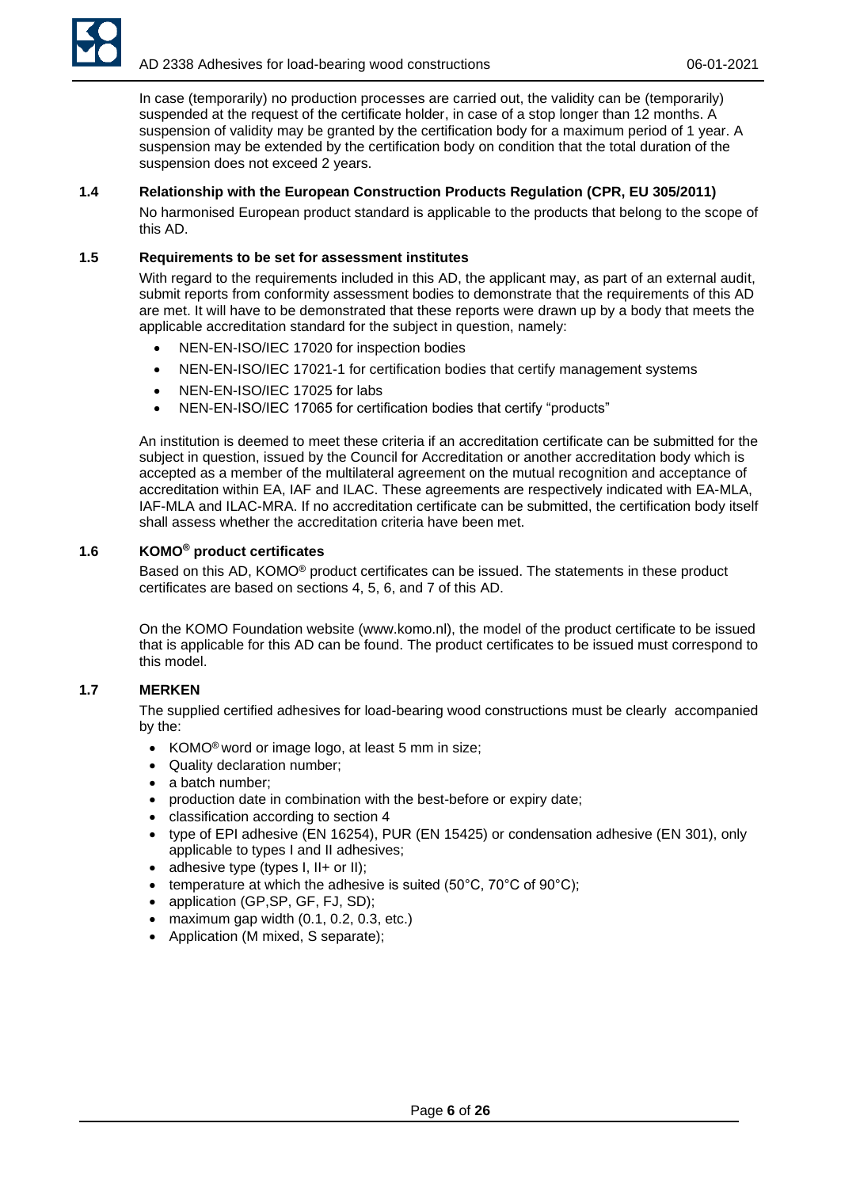In case (temporarily) no production processes are carried out, the validity can be (temporarily) suspended at the request of the certificate holder, in case of a stop longer than 12 months. A suspension of validity may be granted by the certification body for a maximum period of 1 year. A suspension may be extended by the certification body on condition that the total duration of the suspension does not exceed 2 years.

### 1.4 Relationship with the European Construction Products Regulation (CPR, EU 305/2011)

No harmonised European product standard is applicable to the products that belong to the scope of this AD.

### 1.5 Requirements to be set for assessment institutes

With regard to the requirements included in this AD, the applicant may, as part of an external audit, submit reports from conformity assessment bodies to demonstrate that the requirements of this AD are met. It will have to be demonstrated that these reports were drawn up by a body that meets the applicable accreditation standard for the subject in question, namely:

- NEN-EN-ISO/IEC 17020 for inspection bodies
- NEN-EN-ISO/IEC 17021-1 for certification bodies that certify management systems
- NEN-EN-ISO/IEC 17025 for labs
- NEN-EN-ISO/IEC 17065 for certification bodies that certify “products”

An institution is deemed to meet these criteria if an accreditation certificate can be submitted for the subject in question, issued by the Council for Accreditation or another accreditation body which is accepted as a member of the multilateral agreement on the mutual recognition and acceptance of accreditation within EA, IAF and ILAC. These agreements are respectively indicated with EA-MLA, IAF-MLA and ILAC-MRA. If no accreditation certificate can be submitted, the certification body itself shall assess whether the accreditation criteria have been met.

### 1.6 KOMO® product certificates

Based on this AD, KOMO® product certificates can be issued. The statements in these product certificates are based on sections 4, 5, 6, and 7 of this AD.

On the KOMO Foundation website (www.komo.nl), the model of the product certificate to be issued that is applicable for this AD can be found. The product certificates to be issued must correspond to this model.

### 1.7 MERKEN

The supplied certified adhesives for load-bearing wood constructions must be clearly accompanied by the:

- KOMO® word or image logo, at least 5 mm in size;
- Quality declaration number;
- a batch number;
- production date in combination with the best-before or expiry date;
- classification according to section 4
- type of EPI adhesive (EN 16254), PUR (EN 15425) or condensation adhesive (EN 301), only applicable to types I and II adhesives;
- adhesive type (types I, II+ or II);
- temperature at which the adhesive is suited (50°C, 70°C of 90°C);
- application (GP,SP, GF, FJ, SD);
- maximum gap width (0.1, 0.2, 0.3, etc.)
- Application (M mixed, S separate);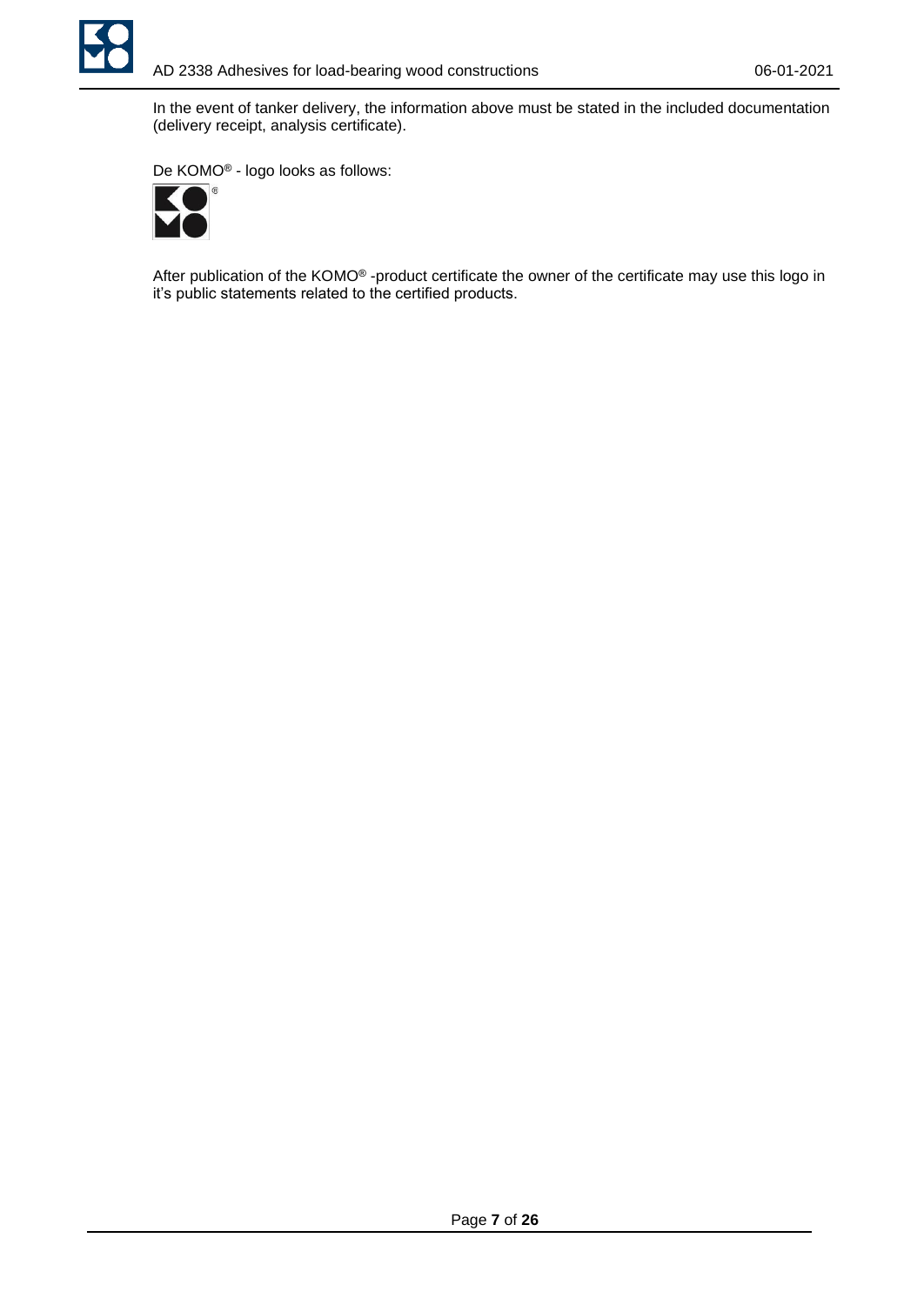In the event of tanker delivery, the information above must be stated in the included documentation (delivery receipt, analysis certificate).

De KOMO® - logo looks as follows:

After publication of the KOMO® -product certificate the owner of the certificate may use this logo in it's public statements related to the certified products.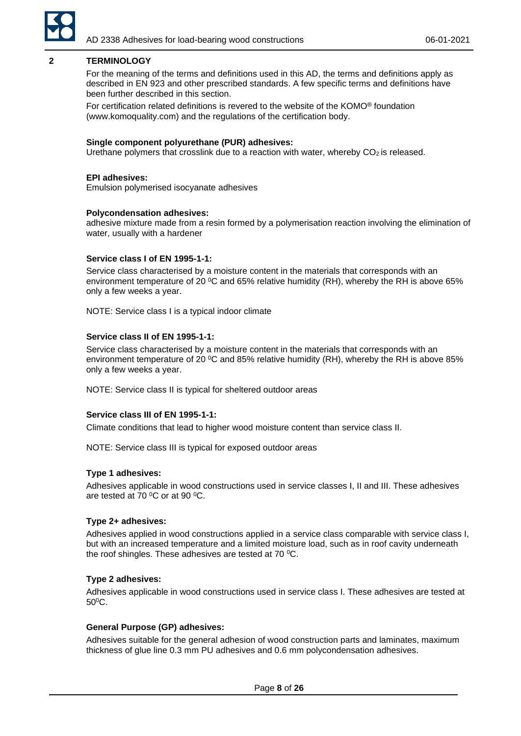## 2 TERMINOLOGY

For the meaning of the terms and definitions used in this AD, the terms and definitions apply as described in EN 923 and other prescribed standards. A few specific terms and definitions have been further described in this section.

For certification related definitions is revered to the website of the KOMO® foundation (www.komoquality.com) and the regulations of the certification body.

**Single component polyurethane (PUR) adhesives:**
Urethane polymers that crosslink due to a reaction with water, whereby $CO_2$ is released.

**EPI adhesives:**
Emulsion polymerised isocyanate adhesives

**Polycondensation adhesives:**
adhesive mixture made from a resin formed by a polymerisation reaction involving the elimination of water, usually with a hardener

**Service class I of EN 1995-1-1:**

Service class characterised by a moisture content in the materials that corresponds with an environment temperature of 20 $^0$C and 65% relative humidity (RH), whereby the RH is above 65% only a few weeks a year.

NOTE: Service class I is a typical indoor climate

**Service class II of EN 1995-1-1:**

Service class characterised by a moisture content in the materials that corresponds with an environment temperature of 20 $^0$C and 85% relative humidity (RH), whereby the RH is above 85% only a few weeks a year.

NOTE: Service class II is typical for sheltered outdoor areas

**Service class III of EN 1995-1-1:**

Climate conditions that lead to higher wood moisture content than service class II.

NOTE: Service class III is typical for exposed outdoor areas

**Type 1 adhesives:**

Adhesives applicable in wood constructions used in service classes I, II and III. These adhesives are tested at 70 $^0$C or at 90 $^0$C.

**Type 2+ adhesives:**

Adhesives applied in wood constructions applied in a service class comparable with service class I, but with an increased temperature and a limited moisture load, such as in roof cavity underneath the roof shingles. These adhesives are tested at 70 $^0$C.

**Type 2 adhesives:**

Adhesives applicable in wood constructions used in service class I. These adhesives are tested at 50$^0$C.

**General Purpose (GP) adhesives:**

Adhesives suitable for the general adhesion of wood construction parts and laminates, maximum thickness of glue line 0.3 mm PU adhesives and 0.6 mm polycondensation adhesives.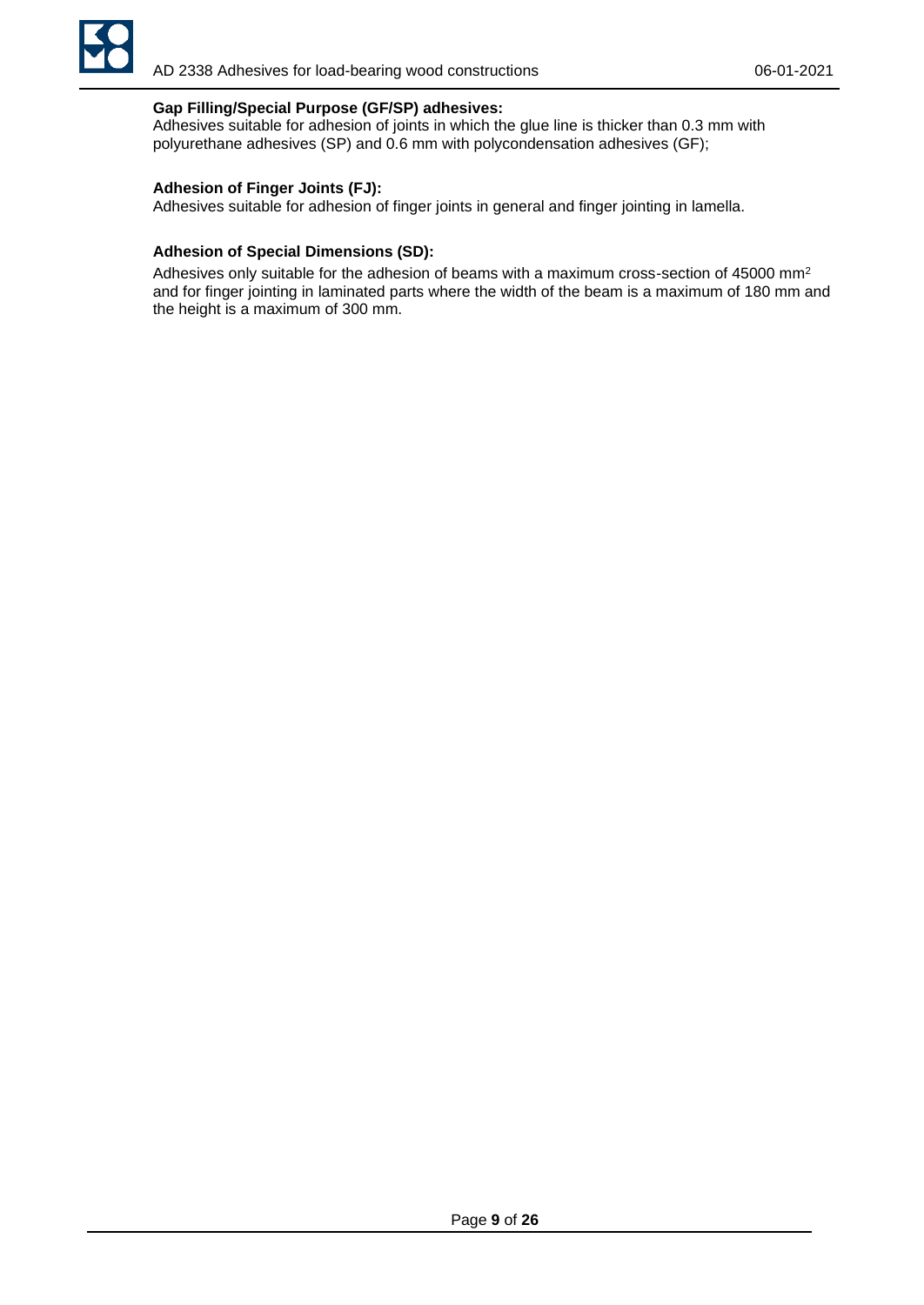**Gap Filling/Special Purpose (GF/SP) adhesives:**

Adhesives suitable for adhesion of joints in which the glue line is thicker than 0.3 mm with polyurethane adhesives (SP) and 0.6 mm with polycondensation adhesives (GF);

**Adhesion of Finger Joints (FJ):**

Adhesives suitable for adhesion of finger joints in general and finger jointing in lamella.

**Adhesion of Special Dimensions (SD):**

Adhesives only suitable for the adhesion of beams with a maximum cross-section of 45000 $mm^2$ and for finger jointing in laminated parts where the width of the beam is a maximum of 180 mm and the height is a maximum of 300 mm.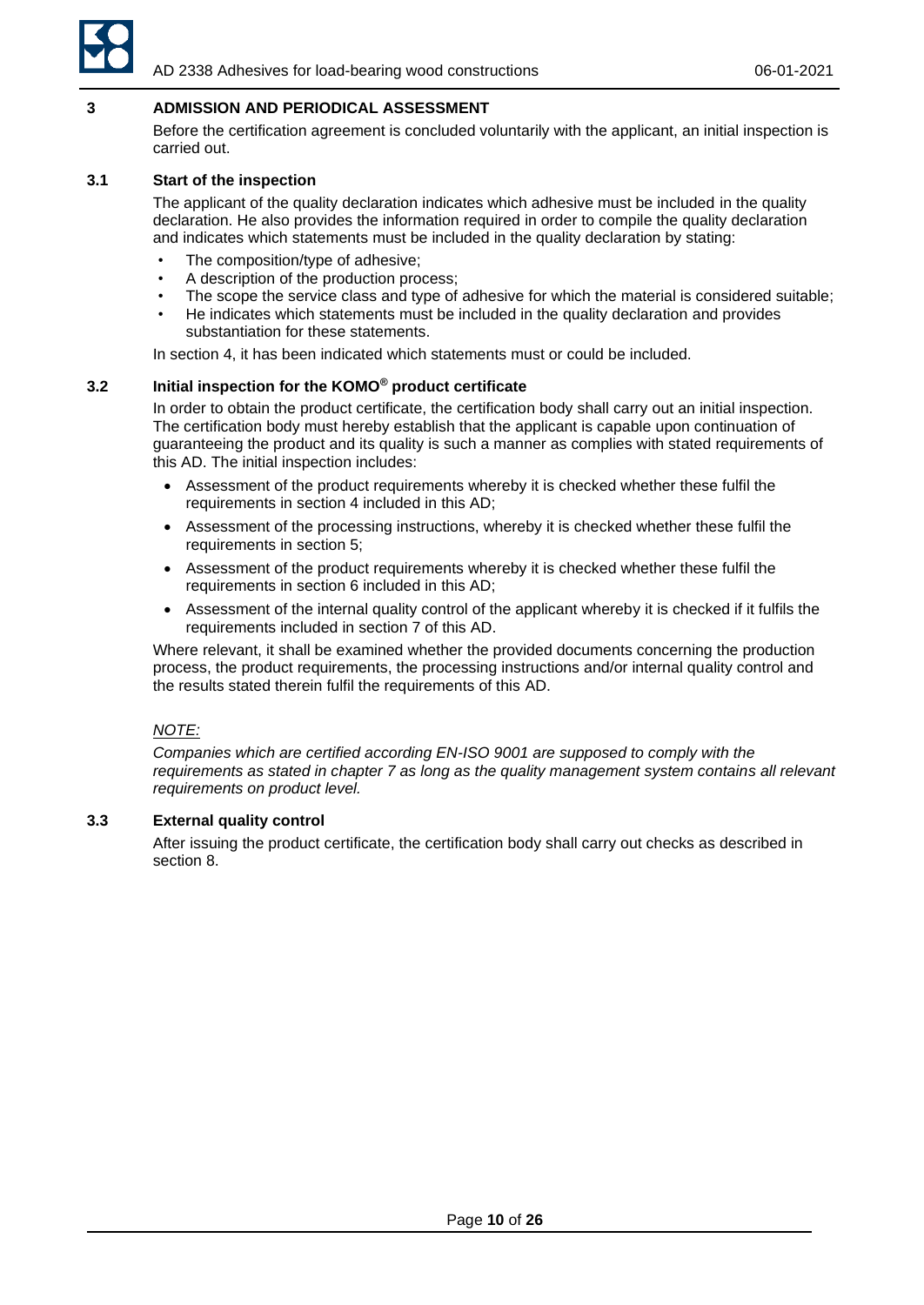## 3 ADMISSION AND PERIODICAL ASSESSMENT

Before the certification agreement is concluded voluntarily with the applicant, an initial inspection is carried out.

### 3.1 Start of the inspection

The applicant of the quality declaration indicates which adhesive must be included in the quality declaration. He also provides the information required in order to compile the quality declaration and indicates which statements must be included in the quality declaration by stating:

- The composition/type of adhesive;
- A description of the production process;
- The scope the service class and type of adhesive for which the material is considered suitable;
- He indicates which statements must be included in the quality declaration and provides substantiation for these statements.

In section 4, it has been indicated which statements must or could be included.

### 3.2 Initial inspection for the KOMO® product certificate

In order to obtain the product certificate, the certification body shall carry out an initial inspection. The certification body must hereby establish that the applicant is capable upon continuation of guaranteeing the product and its quality is such a manner as complies with stated requirements of this AD. The initial inspection includes:

- Assessment of the product requirements whereby it is checked whether these fulfil the requirements in section 4 included in this AD;
- Assessment of the processing instructions, whereby it is checked whether these fulfil the requirements in section 5;
- Assessment of the product requirements whereby it is checked whether these fulfil the requirements in section 6 included in this AD;
- Assessment of the internal quality control of the applicant whereby it is checked if it fulfils the requirements included in section 7 of this AD.

Where relevant, it shall be examined whether the provided documents concerning the production process, the product requirements, the processing instructions and/or internal quality control and the results stated therein fulfil the requirements of this AD.

*NOTE:*

*Companies which are certified according EN-ISO 9001 are supposed to comply with the requirements as stated in chapter 7 as long as the quality management system contains all relevant requirements on product level.*

### 3.3 External quality control

After issuing the product certificate, the certification body shall carry out checks as described in section 8.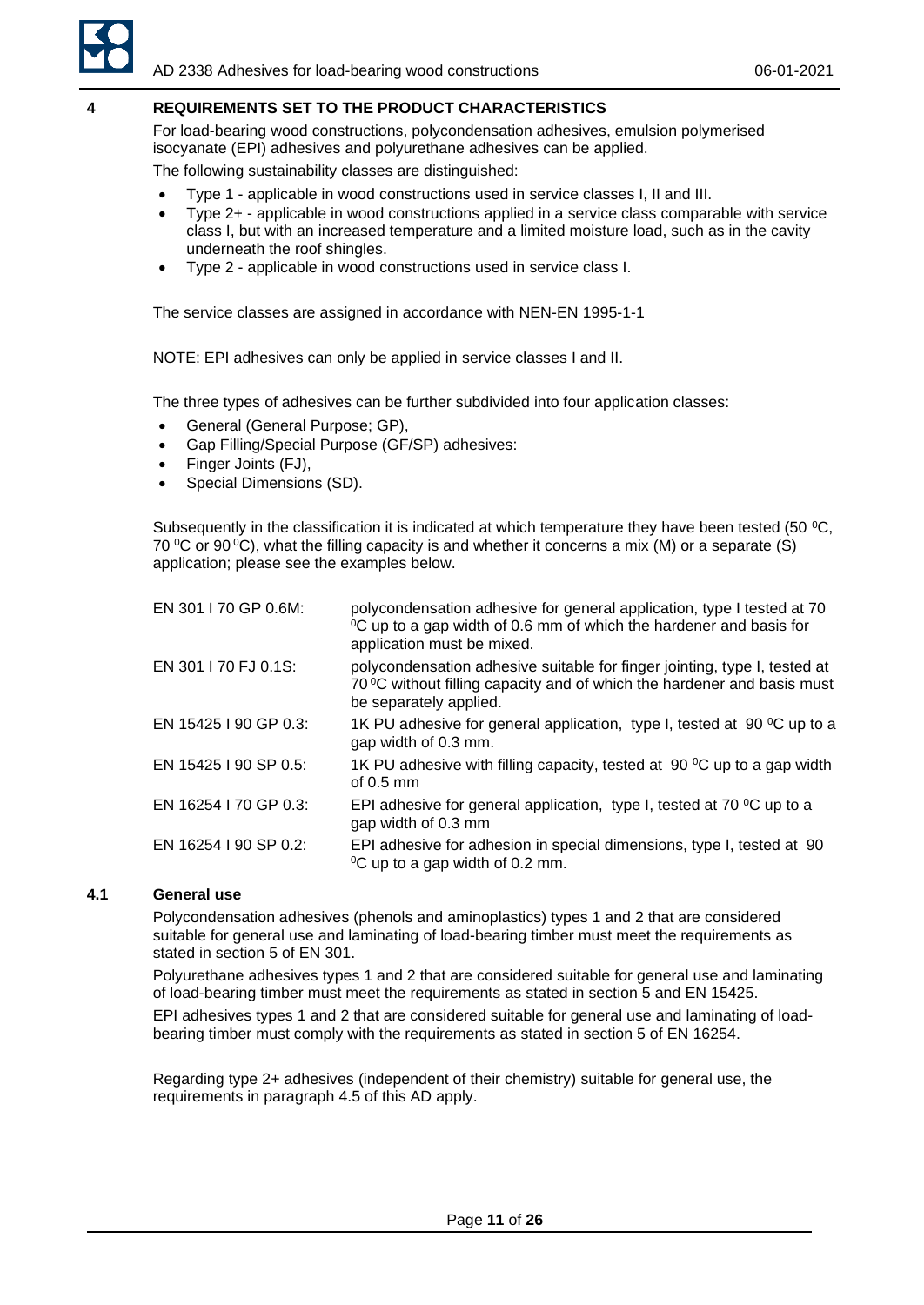## 4 REQUIREMENTS SET TO THE PRODUCT CHARACTERISTICS

For load-bearing wood constructions, polycondensation adhesives, emulsion polymerised isocyanate (EPI) adhesives and polyurethane adhesives can be applied.

The following sustainability classes are distinguished:

- Type 1 - applicable in wood constructions used in service classes I, II and III.
- Type 2+ - applicable in wood constructions applied in a service class comparable with service class I, but with an increased temperature and a limited moisture load, such as in the cavity underneath the roof shingles.
- Type 2 - applicable in wood constructions used in service class I.

The service classes are assigned in accordance with NEN-EN 1995-1-1

NOTE: EPI adhesives can only be applied in service classes I and II.

The three types of adhesives can be further subdivided into four application classes:

- General (General Purpose; GP),
- Gap Filling/Special Purpose (GF/SP) adhesives:
- Finger Joints (FJ),
- Special Dimensions (SD).

Subsequently in the classification it is indicated at which temperature they have been tested (50 $^0$C, 70 $^0$C or 90 $^0$C), what the filling capacity is and whether it concerns a mix (M) or a separate (S) application; please see the examples below.

| | |
|---|---|
| EN 301 I 70 GP 0.6M: | polycondensation adhesive for general application, type I tested at 70 $^0$C up to a gap width of 0.6 mm of which the hardener and basis for application must be mixed. |
| EN 301 I 70 FJ 0.1S: | polycondensation adhesive suitable for finger jointing, type I, tested at 70 $^0$C without filling capacity and of which the hardener and basis must be separately applied. |
| EN 15425 I 90 GP 0.3: | 1K PU adhesive for general application, type I, tested at 90 $^0$C up to a gap width of 0.3 mm. |
| EN 15425 I 90 SP 0.5: | 1K PU adhesive with filling capacity, tested at 90 $^0$C up to a gap width of 0.5 mm |
| EN 16254 I 70 GP 0.3: | EPI adhesive for general application, type I, tested at 70 $^0$C up to a gap width of 0.3 mm |
| EN 16254 I 90 SP 0.2: | EPI adhesive for adhesion in special dimensions, type I, tested at 90 $^0$C up to a gap width of 0.2 mm. |

### 4.1 General use

Polycondensation adhesives (phenols and aminoplastics) types 1 and 2 that are considered suitable for general use and laminating of load-bearing timber must meet the requirements as stated in section 5 of EN 301.

Polyurethane adhesives types 1 and 2 that are considered suitable for general use and laminating of load-bearing timber must meet the requirements as stated in section 5 and EN 15425.

EPI adhesives types 1 and 2 that are considered suitable for general use and laminating of load-bearing timber must comply with the requirements as stated in section 5 of EN 16254.

Regarding type 2+ adhesives (independent of their chemistry) suitable for general use, the requirements in paragraph 4.5 of this AD apply.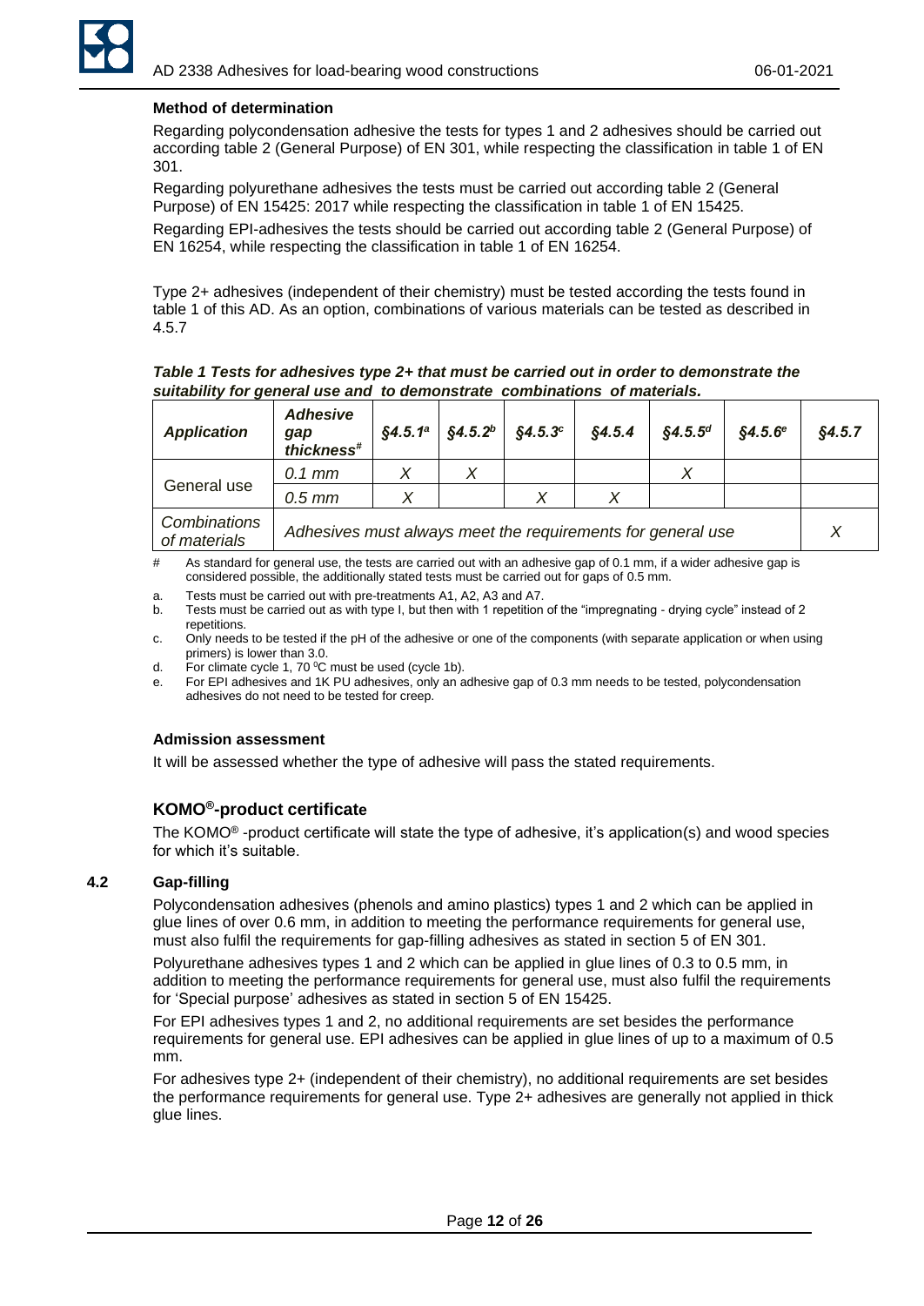**Method of determination**

Regarding polycondensation adhesive the tests for types 1 and 2 adhesives should be carried out according table 2 (General Purpose) of EN 301, while respecting the classification in table 1 of EN 301.

Regarding polyurethane adhesives the tests must be carried out according table 2 (General Purpose) of EN 15425: 2017 while respecting the classification in table 1 of EN 15425.

Regarding EPI-adhesives the tests should be carried out according table 2 (General Purpose) of EN 16254, while respecting the classification in table 1 of EN 16254.

Type 2+ adhesives (independent of their chemistry) must be tested according the tests found in table 1 of this AD. As an option, combinations of various materials can be tested as described in 4.5.7

***Table 1 Tests for adhesives type 2+ that must be carried out in order to demonstrate the suitability for general use and to demonstrate combinations of materials.***

| *Application* | *Adhesive gap thickness*[#] | *§4.5.1*[a] | *§4.5.2*[b] | *§4.5.3*[c] | *§4.5.4* | *§4.5.5*[d] | *§4.5.6*[e] | *§4.5.7* |
|---|---|---|---|---|---|---|---|---|
| General use | *0.1 mm* | *X* | *X* | | | *X* | | |
| | *0.5 mm* | *X* | | *X* | *X* | | | |
| *Combinations of materials* | *Adhesives must always meet the requirements for general use* | | | | | | | *X* |

\# As standard for general use, the tests are carried out with an adhesive gap of 0.1 mm, if a wider adhesive gap is considered possible, the additionally stated tests must be carried out for gaps of 0.5 mm.

a. Tests must be carried out with pre-treatments A1, A2, A3 and A7.
b. Tests must be carried out as with type I, but then with 1 repetition of the "impregnating - drying cycle" instead of 2 repetitions.
c. Only needs to be tested if the pH of the adhesive or one of the components (with separate application or when using primers) is lower than 3.0.
d. For climate cycle 1, 70 °C must be used (cycle 1b).
e. For EPI adhesives and 1K PU adhesives, only an adhesive gap of 0.3 mm needs to be tested, polycondensation adhesives do not need to be tested for creep.

**Admission assessment**

It will be assessed whether the type of adhesive will pass the stated requirements.

### KOMO®-product certificate

The KOMO® -product certificate will state the type of adhesive, it's application(s) and wood species for which it's suitable.

## 4.2 Gap-filling

Polycondensation adhesives (phenols and amino plastics) types 1 and 2 which can be applied in glue lines of over 0.6 mm, in addition to meeting the performance requirements for general use, must also fulfil the requirements for gap-filling adhesives as stated in section 5 of EN 301.

Polyurethane adhesives types 1 and 2 which can be applied in glue lines of 0.3 to 0.5 mm, in addition to meeting the performance requirements for general use, must also fulfil the requirements for 'Special purpose' adhesives as stated in section 5 of EN 15425.

For EPI adhesives types 1 and 2, no additional requirements are set besides the performance requirements for general use. EPI adhesives can be applied in glue lines of up to a maximum of 0.5 mm.

For adhesives type 2+ (independent of their chemistry), no additional requirements are set besides the performance requirements for general use. Type 2+ adhesives are generally not applied in thick glue lines.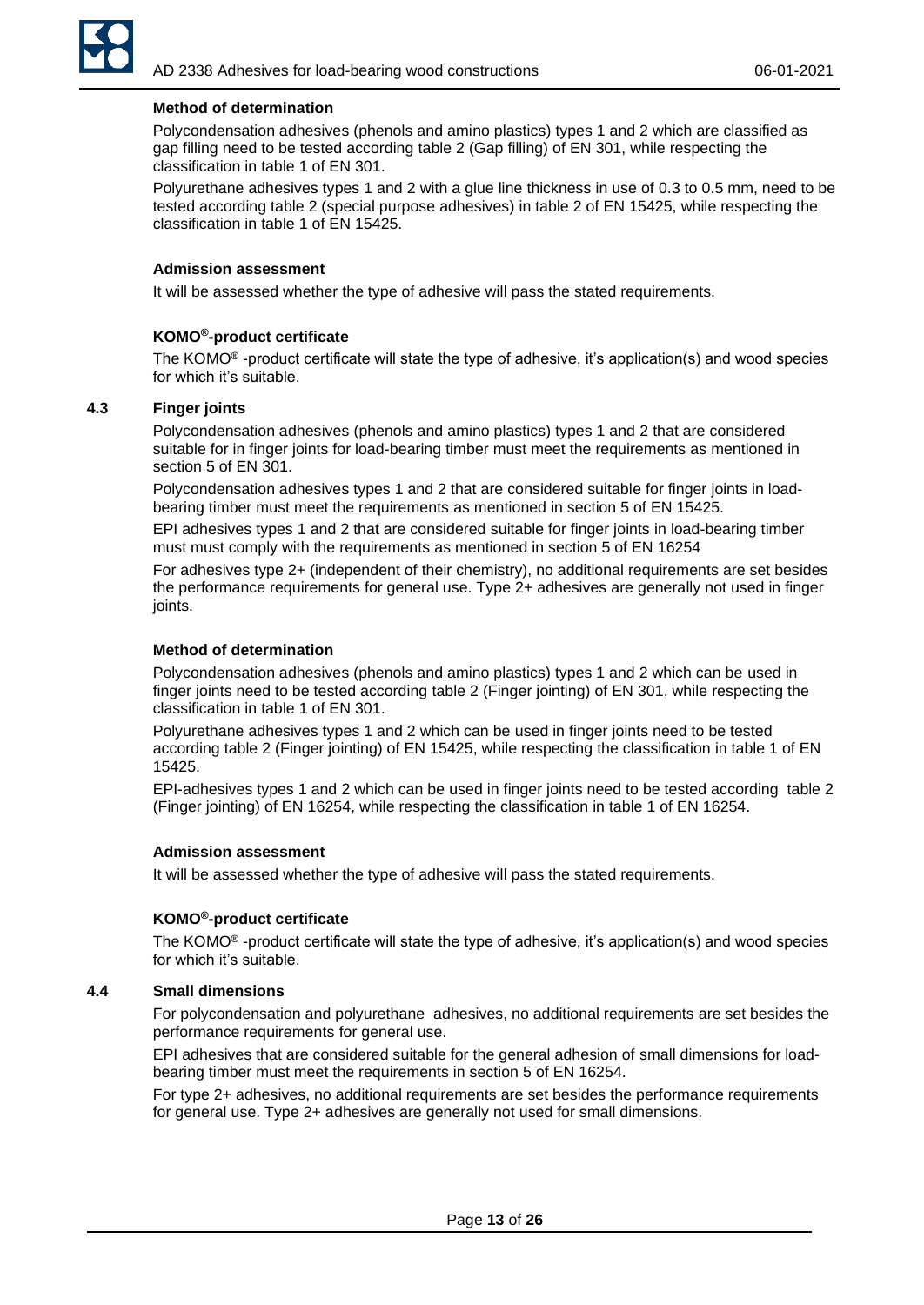**Method of determination**

Polycondensation adhesives (phenols and amino plastics) types 1 and 2 which are classified as gap filling need to be tested according table 2 (Gap filling) of EN 301, while respecting the classification in table 1 of EN 301.

Polyurethane adhesives types 1 and 2 with a glue line thickness in use of 0.3 to 0.5 mm, need to be tested according table 2 (special purpose adhesives) in table 2 of EN 15425, while respecting the classification in table 1 of EN 15425.

**Admission assessment**

It will be assessed whether the type of adhesive will pass the stated requirements.

**KOMO®-product certificate**

The KOMO® -product certificate will state the type of adhesive, it's application(s) and wood species for which it's suitable.

### 4.3 Finger joints

Polycondensation adhesives (phenols and amino plastics) types 1 and 2 that are considered suitable for in finger joints for load-bearing timber must meet the requirements as mentioned in section 5 of EN 301.

Polycondensation adhesives types 1 and 2 that are considered suitable for finger joints in load-bearing timber must meet the requirements as mentioned in section 5 of EN 15425.

EPI adhesives types 1 and 2 that are considered suitable for finger joints in load-bearing timber must must comply with the requirements as mentioned in section 5 of EN 16254

For adhesives type 2+ (independent of their chemistry), no additional requirements are set besides the performance requirements for general use. Type 2+ adhesives are generally not used in finger joints.

**Method of determination**

Polycondensation adhesives (phenols and amino plastics) types 1 and 2 which can be used in finger joints need to be tested according table 2 (Finger jointing) of EN 301, while respecting the classification in table 1 of EN 301.

Polyurethane adhesives types 1 and 2 which can be used in finger joints need to be tested according table 2 (Finger jointing) of EN 15425, while respecting the classification in table 1 of EN 15425.

EPI-adhesives types 1 and 2 which can be used in finger joints need to be tested according table 2 (Finger jointing) of EN 16254, while respecting the classification in table 1 of EN 16254.

**Admission assessment**

It will be assessed whether the type of adhesive will pass the stated requirements.

**KOMO®-product certificate**

The KOMO® -product certificate will state the type of adhesive, it's application(s) and wood species for which it's suitable.

### 4.4 Small dimensions

For polycondensation and polyurethane adhesives, no additional requirements are set besides the performance requirements for general use.

EPI adhesives that are considered suitable for the general adhesion of small dimensions for load-bearing timber must meet the requirements in section 5 of EN 16254.

For type 2+ adhesives, no additional requirements are set besides the performance requirements for general use. Type 2+ adhesives are generally not used for small dimensions.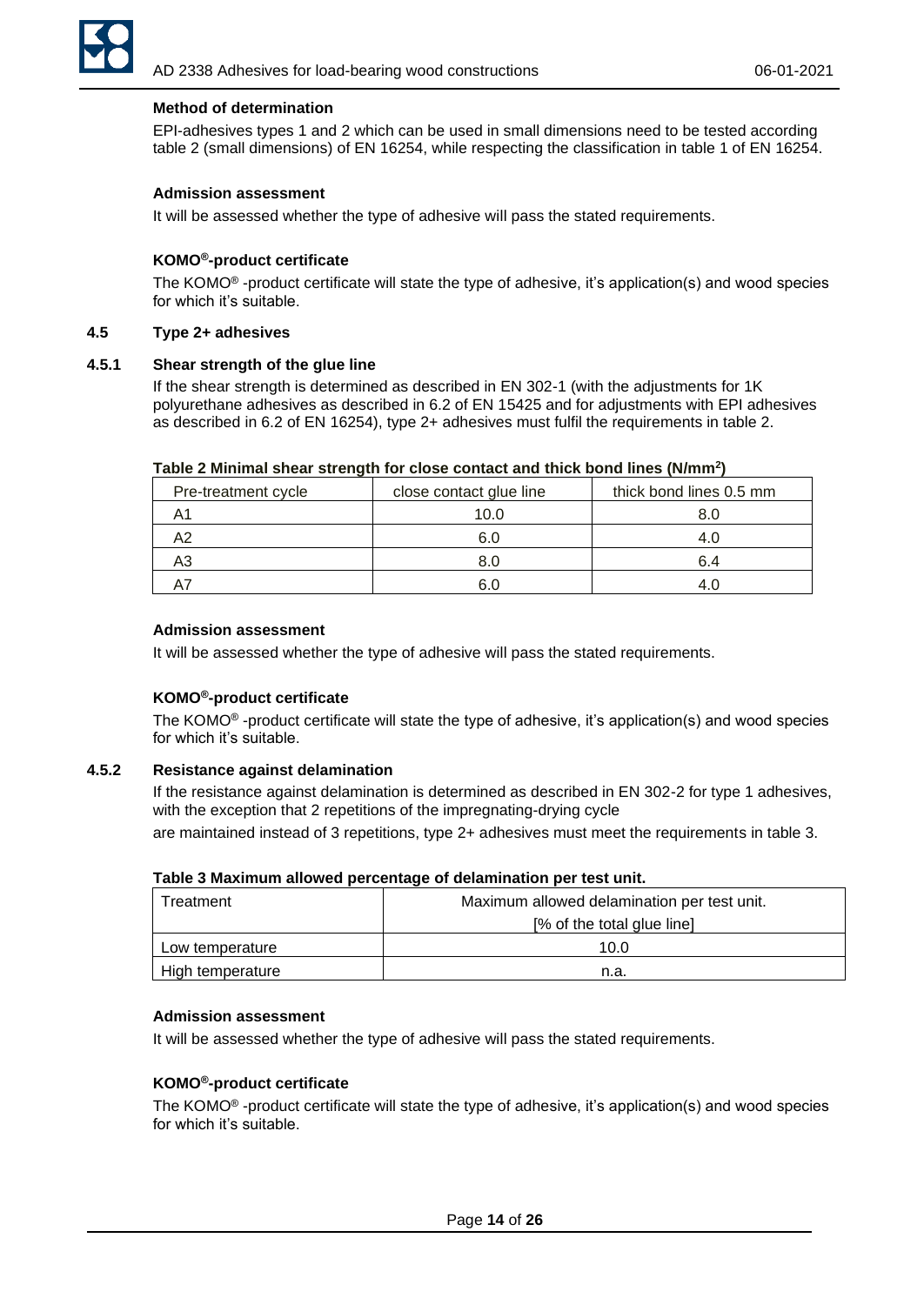**Method of determination**

EPI-adhesives types 1 and 2 which can be used in small dimensions need to be tested according table 2 (small dimensions) of EN 16254, while respecting the classification in table 1 of EN 16254.

**Admission assessment**

It will be assessed whether the type of adhesive will pass the stated requirements.

**KOMO®-product certificate**

The KOMO® -product certificate will state the type of adhesive, it's application(s) and wood species for which it's suitable.

### 4.5 Type 2+ adhesives

#### 4.5.1 Shear strength of the glue line

If the shear strength is determined as described in EN 302-1 (with the adjustments for 1K polyurethane adhesives as described in 6.2 of EN 15425 and for adjustments with EPI adhesives as described in 6.2 of EN 16254), type 2+ adhesives must fulfil the requirements in table 2.

**Table 2 Minimal shear strength for close contact and thick bond lines (N/mm²)**

| Pre-treatment cycle | close contact glue line | thick bond lines 0.5 mm |
|---|---|---|
| A1 | 10.0 | 8.0 |
| A2 | 6.0 | 4.0 |
| A3 | 8.0 | 6.4 |
| A7 | 6.0 | 4.0 |

**Admission assessment**

It will be assessed whether the type of adhesive will pass the stated requirements.

**KOMO®-product certificate**

The KOMO® -product certificate will state the type of adhesive, it's application(s) and wood species for which it's suitable.

#### 4.5.2 Resistance against delamination

If the resistance against delamination is determined as described in EN 302-2 for type 1 adhesives, with the exception that 2 repetitions of the impregnating-drying cycle

are maintained instead of 3 repetitions, type 2+ adhesives must meet the requirements in table 3.

**Table 3 Maximum allowed percentage of delamination per test unit.**

| Treatment | Maximum allowed delamination per test unit. [% of the total glue line] |
|---|---|
| Low temperature | 10.0 |
| High temperature | n.a. |

**Admission assessment**

It will be assessed whether the type of adhesive will pass the stated requirements.

**KOMO®-product certificate**

The KOMO® -product certificate will state the type of adhesive, it's application(s) and wood species for which it's suitable.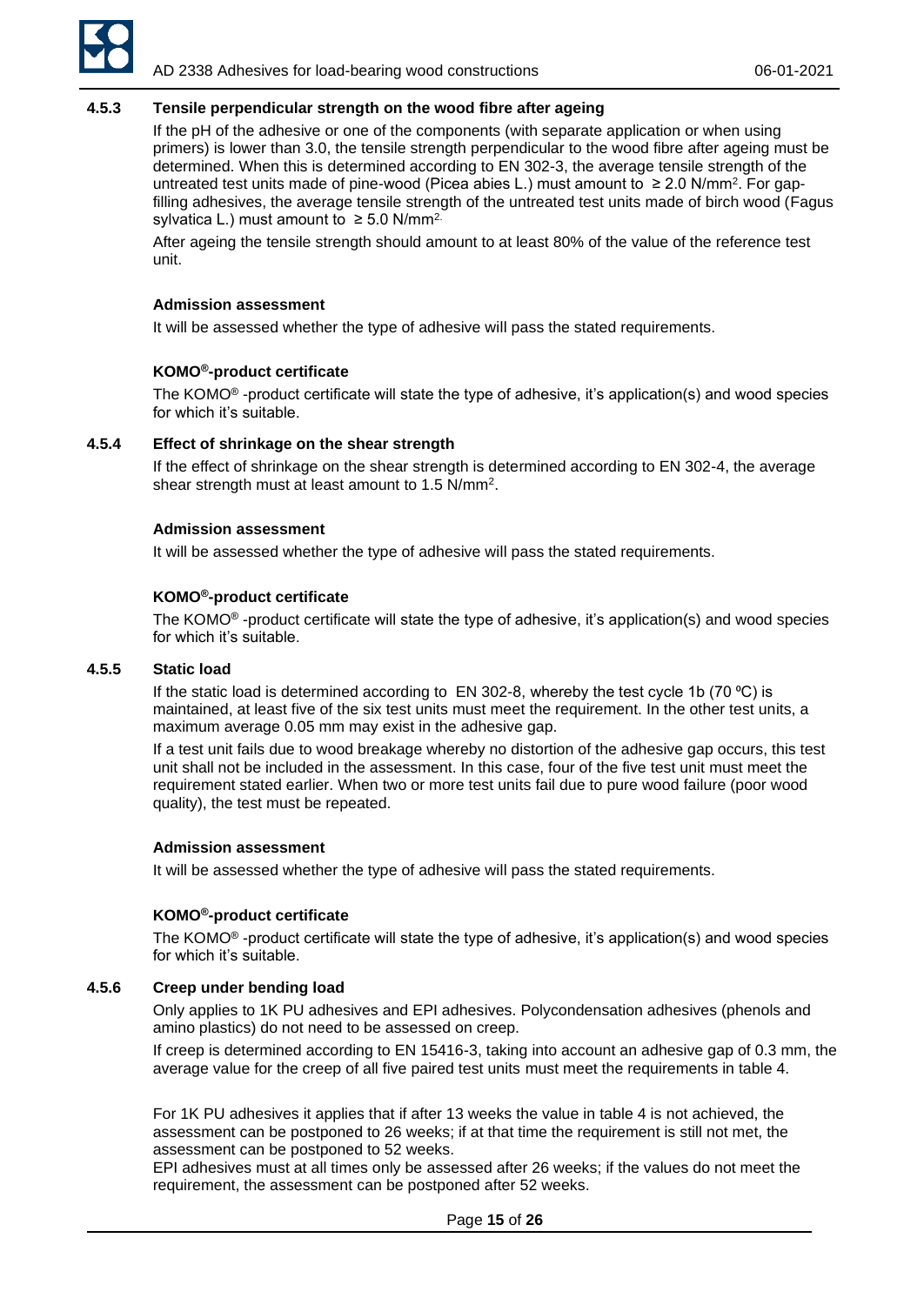### 4.5.3 Tensile perpendicular strength on the wood fibre after ageing

If the pH of the adhesive or one of the components (with separate application or when using primers) is lower than 3.0, the tensile strength perpendicular to the wood fibre after ageing must be determined. When this is determined according to EN 302-3, the average tensile strength of the untreated test units made of pine-wood (Picea abies L.) must amount to $\geq 2.0$ N/mm$^2$. For gap-filling adhesives, the average tensile strength of the untreated test units made of birch wood (Fagus sylvatica L.) must amount to $\geq 5.0$ N/mm$^2$.

After ageing the tensile strength should amount to at least 80% of the value of the reference test unit.

**Admission assessment**

It will be assessed whether the type of adhesive will pass the stated requirements.

**KOMO®-product certificate**

The KOMO® -product certificate will state the type of adhesive, it's application(s) and wood species for which it's suitable.

### 4.5.4 Effect of shrinkage on the shear strength

If the effect of shrinkage on the shear strength is determined according to EN 302-4, the average shear strength must at least amount to 1.5 N/mm$^2$.

**Admission assessment**

It will be assessed whether the type of adhesive will pass the stated requirements.

**KOMO®-product certificate**

The KOMO® -product certificate will state the type of adhesive, it's application(s) and wood species for which it's suitable.

### 4.5.5 Static load

If the static load is determined according to EN 302-8, whereby the test cycle 1b (70 ºC) is maintained, at least five of the six test units must meet the requirement. In the other test units, a maximum average 0.05 mm may exist in the adhesive gap.

If a test unit fails due to wood breakage whereby no distortion of the adhesive gap occurs, this test unit shall not be included in the assessment. In this case, four of the five test unit must meet the requirement stated earlier. When two or more test units fail due to pure wood failure (poor wood quality), the test must be repeated.

**Admission assessment**

It will be assessed whether the type of adhesive will pass the stated requirements.

**KOMO®-product certificate**

The KOMO® -product certificate will state the type of adhesive, it's application(s) and wood species for which it's suitable.

### 4.5.6 Creep under bending load

Only applies to 1K PU adhesives and EPI adhesives. Polycondensation adhesives (phenols and amino plastics) do not need to be assessed on creep.

If creep is determined according to EN 15416-3, taking into account an adhesive gap of 0.3 mm, the average value for the creep of all five paired test units must meet the requirements in table 4.

For 1K PU adhesives it applies that if after 13 weeks the value in table 4 is not achieved, the assessment can be postponed to 26 weeks; if at that time the requirement is still not met, the assessment can be postponed to 52 weeks.

EPI adhesives must at all times only be assessed after 26 weeks; if the values do not meet the requirement, the assessment can be postponed after 52 weeks.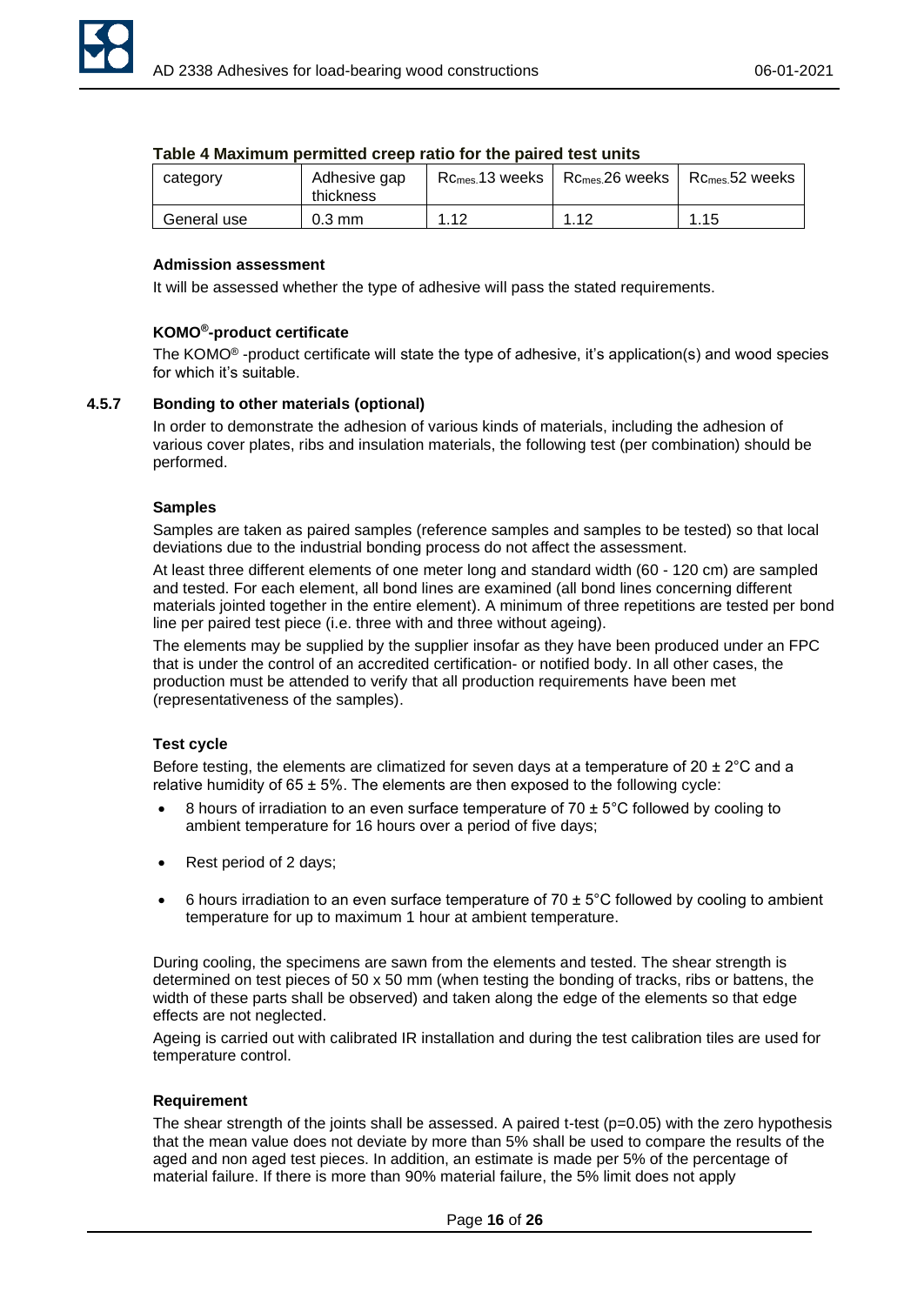**Table 4 Maximum permitted creep ratio for the paired test units**

| category | Adhesive gap thickness | $Rc_{mes}$ 13 weeks | $Rc_{mes}$ 26 weeks | $Rc_{mes}$ 52 weeks |
|---|---|---|---|---|
| General use | 0.3 mm | 1.12 | 1.12 | 1.15 |

**Admission assessment**

It will be assessed whether the type of adhesive will pass the stated requirements.

**KOMO®-product certificate**

The KOMO® -product certificate will state the type of adhesive, it's application(s) and wood species for which it's suitable.

### 4.5.7 Bonding to other materials (optional)

In order to demonstrate the adhesion of various kinds of materials, including the adhesion of various cover plates, ribs and insulation materials, the following test (per combination) should be performed.

**Samples**

Samples are taken as paired samples (reference samples and samples to be tested) so that local deviations due to the industrial bonding process do not affect the assessment.

At least three different elements of one meter long and standard width (60 - 120 cm) are sampled and tested. For each element, all bond lines are examined (all bond lines concerning different materials jointed together in the entire element). A minimum of three repetitions are tested per bond line per paired test piece (i.e. three with and three without ageing).

The elements may be supplied by the supplier insofar as they have been produced under an FPC that is under the control of an accredited certification- or notified body. In all other cases, the production must be attended to verify that all production requirements have been met (representativeness of the samples).

**Test cycle**

Before testing, the elements are climatized for seven days at a temperature of 20 ± 2°C and a relative humidity of 65 ± 5%. The elements are then exposed to the following cycle:

- 8 hours of irradiation to an even surface temperature of 70 ± 5°C followed by cooling to ambient temperature for 16 hours over a period of five days;
- Rest period of 2 days;
- 6 hours irradiation to an even surface temperature of 70 ± 5°C followed by cooling to ambient temperature for up to maximum 1 hour at ambient temperature.

During cooling, the specimens are sawn from the elements and tested. The shear strength is determined on test pieces of 50 x 50 mm (when testing the bonding of tracks, ribs or battens, the width of these parts shall be observed) and taken along the edge of the elements so that edge effects are not neglected.

Ageing is carried out with calibrated IR installation and during the test calibration tiles are used for temperature control.

**Requirement**

The shear strength of the joints shall be assessed. A paired t-test ($p=0.05$) with the zero hypothesis that the mean value does not deviate by more than 5% shall be used to compare the results of the aged and non aged test pieces. In addition, an estimate is made per 5% of the percentage of material failure. If there is more than 90% material failure, the 5% limit does not apply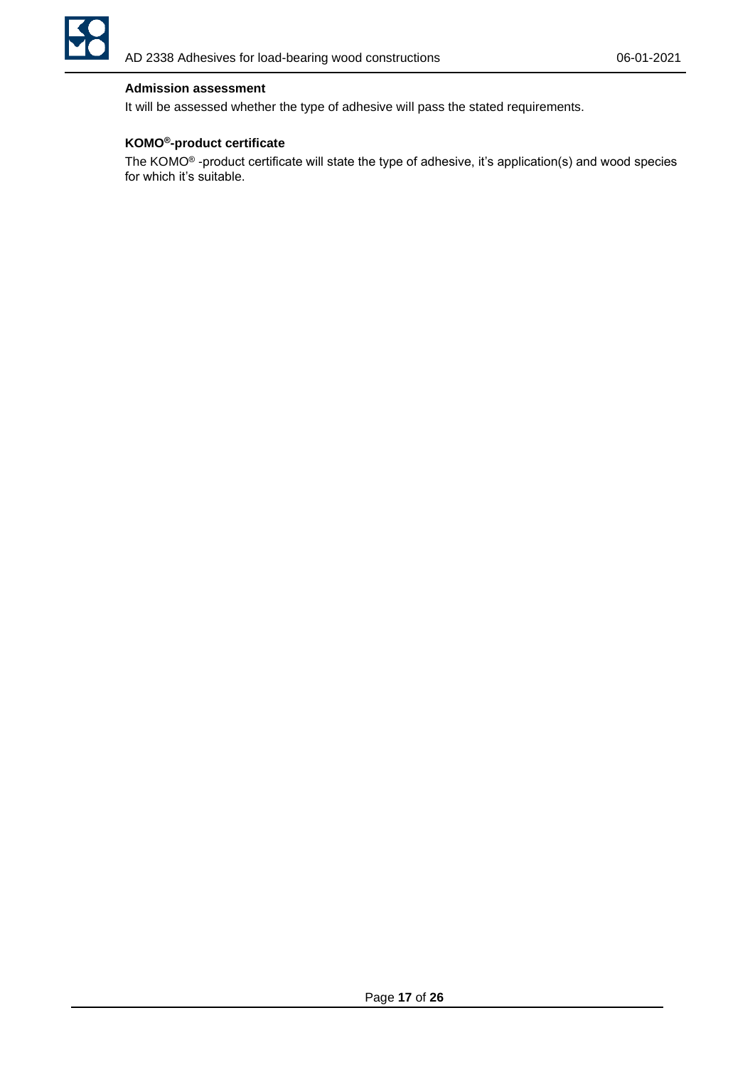**Admission assessment**

It will be assessed whether the type of adhesive will pass the stated requirements.

**KOMO®-product certificate**

The KOMO® -product certificate will state the type of adhesive, it's application(s) and wood species for which it's suitable.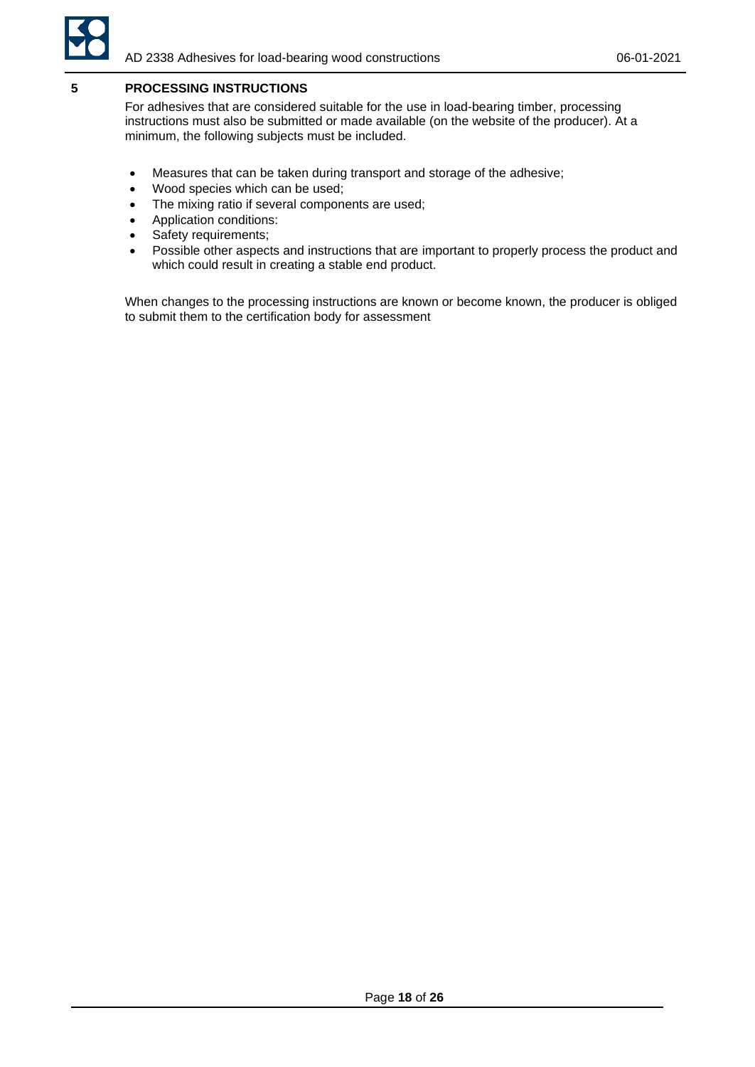## 5 PROCESSING INSTRUCTIONS

For adhesives that are considered suitable for the use in load-bearing timber, processing instructions must also be submitted or made available (on the website of the producer). At a minimum, the following subjects must be included.

- Measures that can be taken during transport and storage of the adhesive;
- Wood species which can be used;
- The mixing ratio if several components are used;
- Application conditions:
- Safety requirements;
- Possible other aspects and instructions that are important to properly process the product and which could result in creating a stable end product.

When changes to the processing instructions are known or become known, the producer is obliged to submit them to the certification body for assessment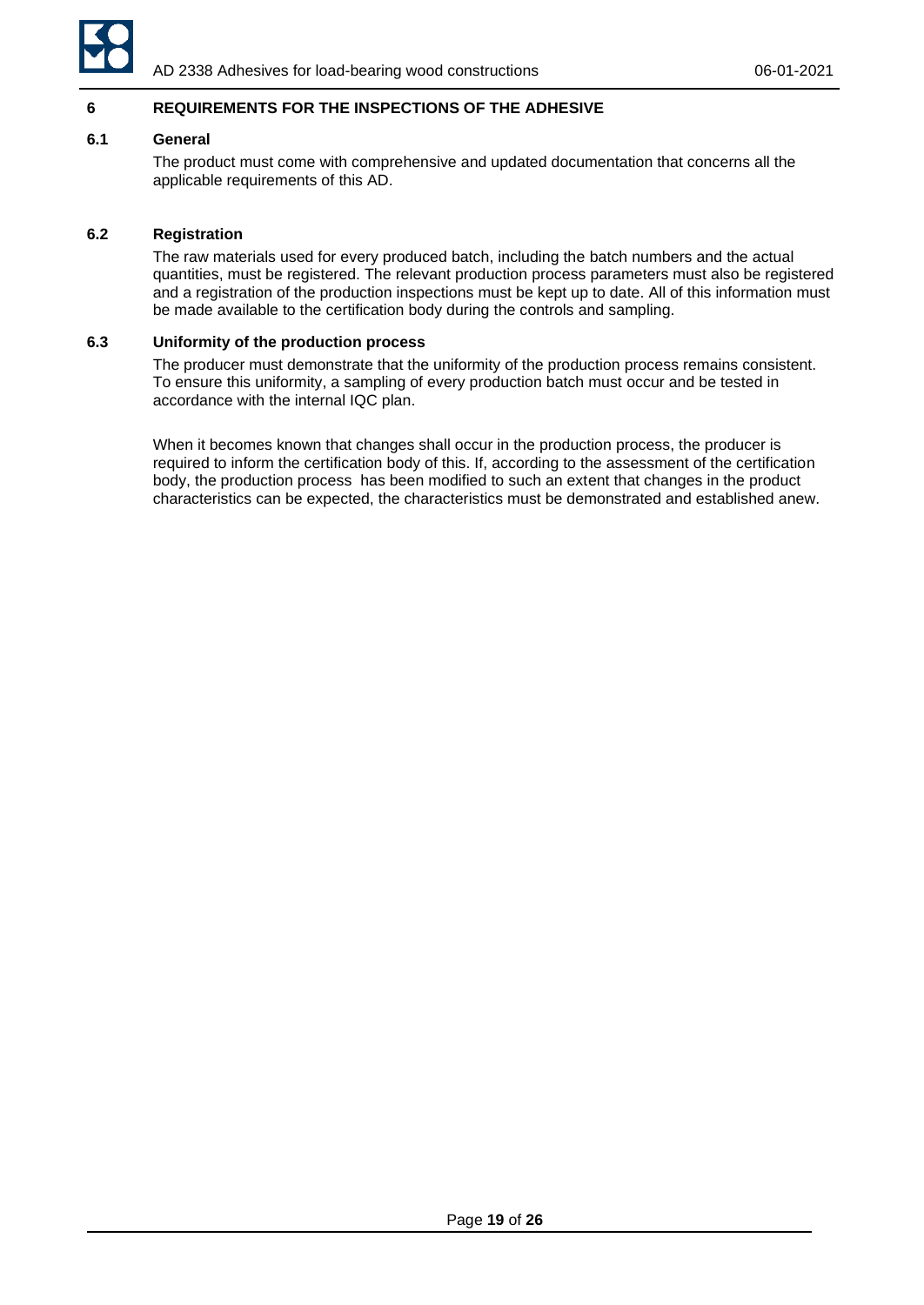## 6 REQUIREMENTS FOR THE INSPECTIONS OF THE ADHESIVE

### 6.1 General

The product must come with comprehensive and updated documentation that concerns all the applicable requirements of this AD.

### 6.2 Registration

The raw materials used for every produced batch, including the batch numbers and the actual quantities, must be registered. The relevant production process parameters must also be registered and a registration of the production inspections must be kept up to date. All of this information must be made available to the certification body during the controls and sampling.

### 6.3 Uniformity of the production process

The producer must demonstrate that the uniformity of the production process remains consistent. To ensure this uniformity, a sampling of every production batch must occur and be tested in accordance with the internal IQC plan.

When it becomes known that changes shall occur in the production process, the producer is required to inform the certification body of this. If, according to the assessment of the certification body, the production process has been modified to such an extent that changes in the product characteristics can be expected, the characteristics must be demonstrated and established anew.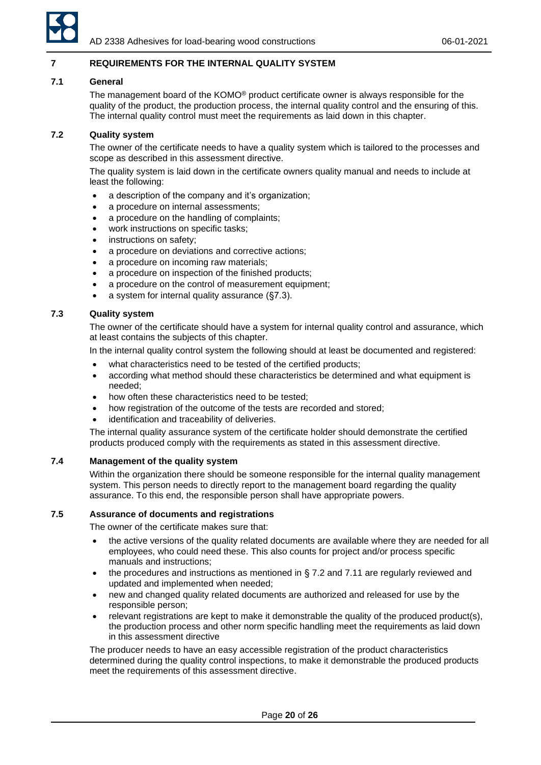## 7 REQUIREMENTS FOR THE INTERNAL QUALITY SYSTEM

### 7.1 General

The management board of the KOMO® product certificate owner is always responsible for the quality of the product, the production process, the internal quality control and the ensuring of this. The internal quality control must meet the requirements as laid down in this chapter.

### 7.2 Quality system

The owner of the certificate needs to have a quality system which is tailored to the processes and scope as described in this assessment directive.

The quality system is laid down in the certificate owners quality manual and needs to include at least the following:

- a description of the company and it's organization;
- a procedure on internal assessments;
- a procedure on the handling of complaints;
- work instructions on specific tasks;
- instructions on safety;
- a procedure on deviations and corrective actions;
- a procedure on incoming raw materials;
- a procedure on inspection of the finished products;
- a procedure on the control of measurement equipment;
- a system for internal quality assurance (§7.3).

### 7.3 Quality system

The owner of the certificate should have a system for internal quality control and assurance, which at least contains the subjects of this chapter.

In the internal quality control system the following should at least be documented and registered:

- what characteristics need to be tested of the certified products;
- according what method should these characteristics be determined and what equipment is needed;
- how often these characteristics need to be tested;
- how registration of the outcome of the tests are recorded and stored;
- identification and traceability of deliveries.

The internal quality assurance system of the certificate holder should demonstrate the certified products produced comply with the requirements as stated in this assessment directive.

### 7.4 Management of the quality system

Within the organization there should be someone responsible for the internal quality management system. This person needs to directly report to the management board regarding the quality assurance. To this end, the responsible person shall have appropriate powers.

### 7.5 Assurance of documents and registrations

The owner of the certificate makes sure that:

- the active versions of the quality related documents are available where they are needed for all employees, who could need these. This also counts for project and/or process specific manuals and instructions;
- the procedures and instructions as mentioned in § 7.2 and 7.11 are regularly reviewed and updated and implemented when needed;
- new and changed quality related documents are authorized and released for use by the responsible person;
- relevant registrations are kept to make it demonstrable the quality of the produced product(s), the production process and other norm specific handling meet the requirements as laid down in this assessment directive

The producer needs to have an easy accessible registration of the product characteristics determined during the quality control inspections, to make it demonstrable the produced products meet the requirements of this assessment directive.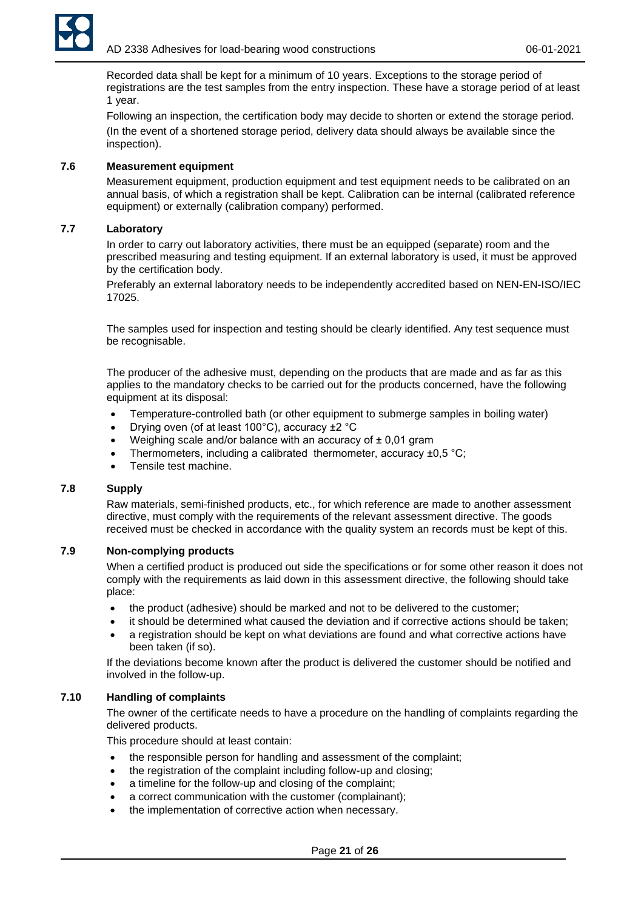Recorded data shall be kept for a minimum of 10 years. Exceptions to the storage period of registrations are the test samples from the entry inspection. These have a storage period of at least 1 year.

Following an inspection, the certification body may decide to shorten or extend the storage period. (In the event of a shortened storage period, delivery data should always be available since the inspection).

### 7.6 Measurement equipment

Measurement equipment, production equipment and test equipment needs to be calibrated on an annual basis, of which a registration shall be kept. Calibration can be internal (calibrated reference equipment) or externally (calibration company) performed.

### 7.7 Laboratory

In order to carry out laboratory activities, there must be an equipped (separate) room and the prescribed measuring and testing equipment. If an external laboratory is used, it must be approved by the certification body.

Preferably an external laboratory needs to be independently accredited based on NEN-EN-ISO/IEC 17025.

The samples used for inspection and testing should be clearly identified. Any test sequence must be recognisable.

The producer of the adhesive must, depending on the products that are made and as far as this applies to the mandatory checks to be carried out for the products concerned, have the following equipment at its disposal:

- Temperature-controlled bath (or other equipment to submerge samples in boiling water)
- Drying oven (of at least 100°C), accuracy ±2 °C
- Weighing scale and/or balance with an accuracy of ± 0,01 gram
- Thermometers, including a calibrated thermometer, accuracy ±0,5 °C;
- Tensile test machine.

### 7.8 Supply

Raw materials, semi-finished products, etc., for which reference are made to another assessment directive, must comply with the requirements of the relevant assessment directive. The goods received must be checked in accordance with the quality system an records must be kept of this.

### 7.9 Non-complying products

When a certified product is produced out side the specifications or for some other reason it does not comply with the requirements as laid down in this assessment directive, the following should take place:

- the product (adhesive) should be marked and not to be delivered to the customer;
- it should be determined what caused the deviation and if corrective actions should be taken;
- a registration should be kept on what deviations are found and what corrective actions have been taken (if so).

If the deviations become known after the product is delivered the customer should be notified and involved in the follow-up.

### 7.10 Handling of complaints

The owner of the certificate needs to have a procedure on the handling of complaints regarding the delivered products.

This procedure should at least contain:

- the responsible person for handling and assessment of the complaint;
- the registration of the complaint including follow-up and closing;
- a timeline for the follow-up and closing of the complaint;
- a correct communication with the customer (complainant);
- the implementation of corrective action when necessary.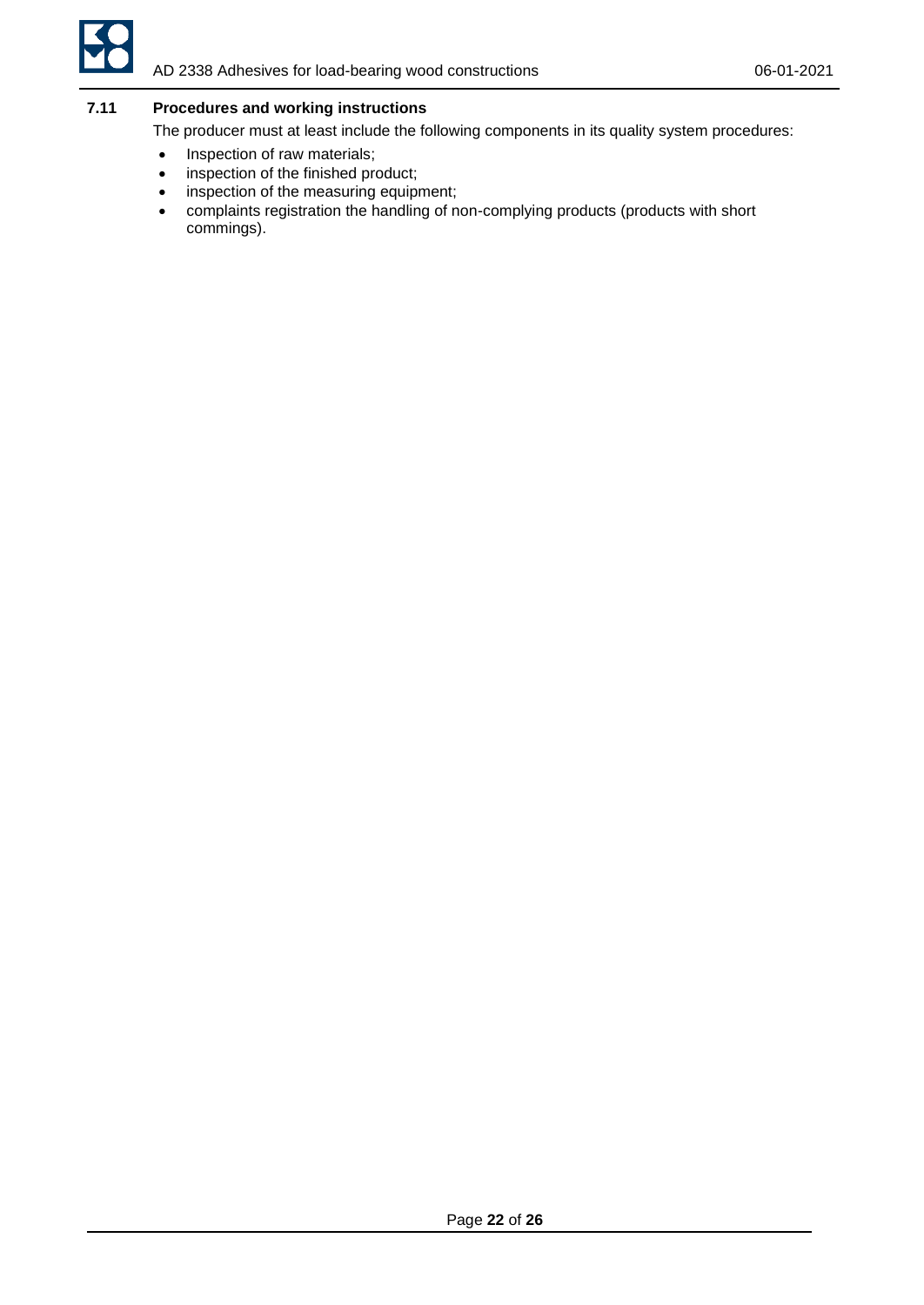### 7.11 Procedures and working instructions

The producer must at least include the following components in its quality system procedures:

- Inspection of raw materials;
- inspection of the finished product;
- inspection of the measuring equipment;
- complaints registration the handling of non-complying products (products with short commings).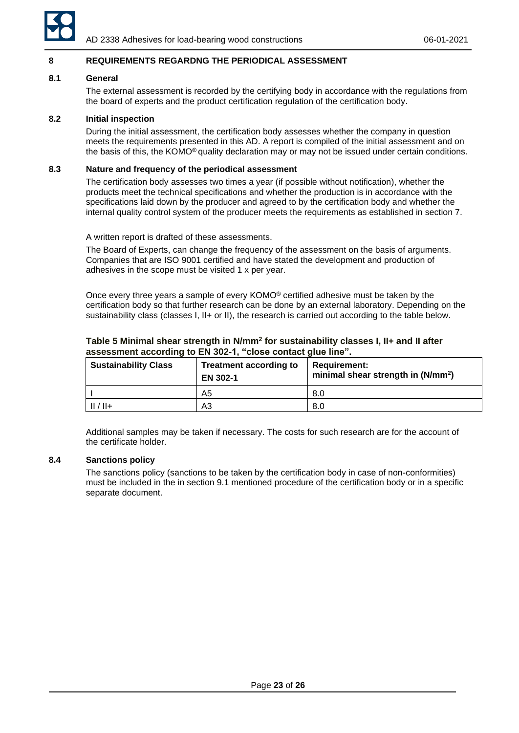## 8 REQUIREMENTS REGARDNG THE PERIODICAL ASSESSMENT

### 8.1 General

The external assessment is recorded by the certifying body in accordance with the regulations from the board of experts and the product certification regulation of the certification body.

### 8.2 Initial inspection

During the initial assessment, the certification body assesses whether the company in question meets the requirements presented in this AD. A report is compiled of the initial assessment and on the basis of this, the KOMO® quality declaration may or may not be issued under certain conditions.

### 8.3 Nature and frequency of the periodical assessment

The certification body assesses two times a year (if possible without notification), whether the products meet the technical specifications and whether the production is in accordance with the specifications laid down by the producer and agreed to by the certification body and whether the internal quality control system of the producer meets the requirements as established in section 7.

A written report is drafted of these assessments.

The Board of Experts, can change the frequency of the assessment on the basis of arguments. Companies that are ISO 9001 certified and have stated the development and production of adhesives in the scope must be visited 1 x per year.

Once every three years a sample of every KOMO® certified adhesive must be taken by the certification body so that further research can be done by an external laboratory. Depending on the sustainability class (classes I, II+ or II), the research is carried out according to the table below.

**Table 5 Minimal shear strength in N/mm² for sustainability classes I, II+ and II after assessment according to EN 302-1, "close contact glue line".**

| Sustainability Class | Treatment according to EN 302-1 | Requirement: minimal shear strength in (N/mm²) |
|---|---|---|
| I | A5 | 8.0 |
| II / II+ | A3 | 8.0 |

Additional samples may be taken if necessary. The costs for such research are for the account of the certificate holder.

### 8.4 Sanctions policy

The sanctions policy (sanctions to be taken by the certification body in case of non-conformities) must be included in the in section 9.1 mentioned procedure of the certification body or in a specific separate document.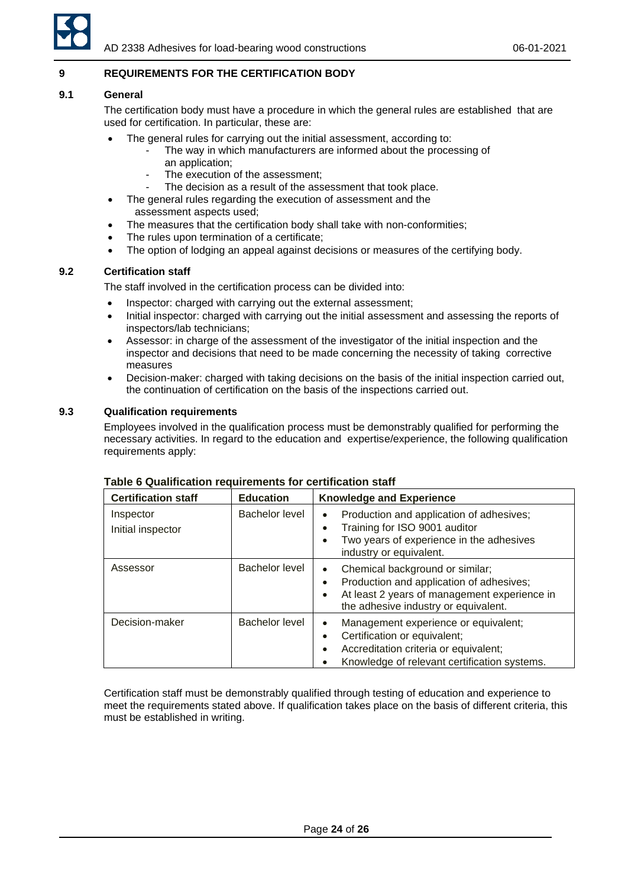## 9 REQUIREMENTS FOR THE CERTIFICATION BODY

### 9.1 General

The certification body must have a procedure in which the general rules are established that are used for certification. In particular, these are:

- The general rules for carrying out the initial assessment, according to:
  - The way in which manufacturers are informed about the processing of an application;
  - The execution of the assessment;
  - The decision as a result of the assessment that took place.
- The general rules regarding the execution of assessment and the assessment aspects used;
- The measures that the certification body shall take with non-conformities;
- The rules upon termination of a certificate;
- The option of lodging an appeal against decisions or measures of the certifying body.

### 9.2 Certification staff

The staff involved in the certification process can be divided into:

- Inspector: charged with carrying out the external assessment;
- Initial inspector: charged with carrying out the initial assessment and assessing the reports of inspectors/lab technicians;
- Assessor: in charge of the assessment of the investigator of the initial inspection and the inspector and decisions that need to be made concerning the necessity of taking corrective measures
- Decision-maker: charged with taking decisions on the basis of the initial inspection carried out, the continuation of certification on the basis of the inspections carried out.

### 9.3 Qualification requirements

Employees involved in the qualification process must be demonstrably qualified for performing the necessary activities. In regard to the education and expertise/experience, the following qualification requirements apply:

**Table 6 Qualification requirements for certification staff**

| Certification staff | Education | Knowledge and Experience |
|---|---|---|
| Inspector<br>Initial inspector | Bachelor level | • Production and application of adhesives;<br>• Training for ISO 9001 auditor<br>• Two years of experience in the adhesives industry or equivalent. |
| Assessor | Bachelor level | • Chemical background or similar;<br>• Production and application of adhesives;<br>• At least 2 years of management experience in the adhesive industry or equivalent. |
| Decision-maker | Bachelor level | • Management experience or equivalent;<br>• Certification or equivalent;<br>• Accreditation criteria or equivalent;<br>• Knowledge of relevant certification systems. |

Certification staff must be demonstrably qualified through testing of education and experience to meet the requirements stated above. If qualification takes place on the basis of different criteria, this must be established in writing.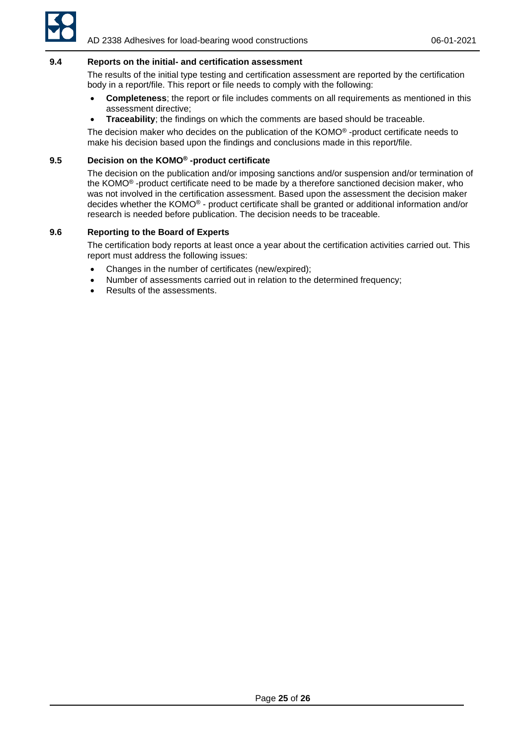### 9.4 Reports on the initial- and certification assessment

The results of the initial type testing and certification assessment are reported by the certification body in a report/file. This report or file needs to comply with the following:

- **Completeness**; the report or file includes comments on all requirements as mentioned in this assessment directive;
- **Traceability**; the findings on which the comments are based should be traceable.

The decision maker who decides on the publication of the KOMO® -product certificate needs to make his decision based upon the findings and conclusions made in this report/file.

### 9.5 Decision on the KOMO® -product certificate

The decision on the publication and/or imposing sanctions and/or suspension and/or termination of the KOMO® -product certificate need to be made by a therefore sanctioned decision maker, who was not involved in the certification assessment. Based upon the assessment the decision maker decides whether the KOMO® - product certificate shall be granted or additional information and/or research is needed before publication. The decision needs to be traceable.

### 9.6 Reporting to the Board of Experts

The certification body reports at least once a year about the certification activities carried out. This report must address the following issues:

- Changes in the number of certificates (new/expired);
- Number of assessments carried out in relation to the determined frequency;
- Results of the assessments.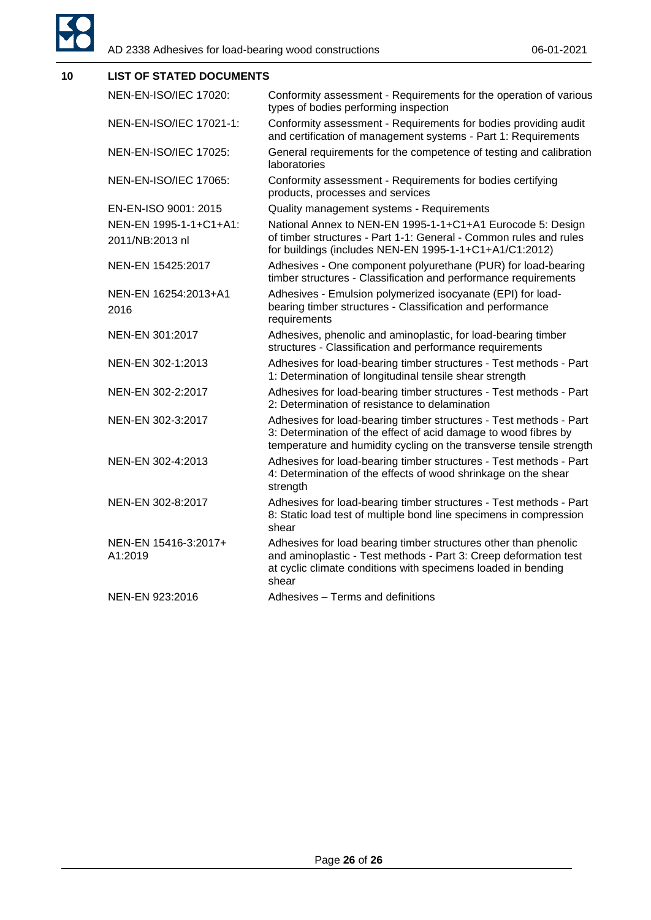## 10 LIST OF STATED DOCUMENTS

| | |
|---|---|
| NEN-EN-ISO/IEC 17020: | Conformity assessment - Requirements for the operation of various types of bodies performing inspection |
| NEN-EN-ISO/IEC 17021-1: | Conformity assessment - Requirements for bodies providing audit and certification of management systems - Part 1: Requirements |
| NEN-EN-ISO/IEC 17025: | General requirements for the competence of testing and calibration laboratories |
| NEN-EN-ISO/IEC 17065: | Conformity assessment - Requirements for bodies certifying products, processes and services |
| EN-EN-ISO 9001: 2015 | Quality management systems - Requirements |
| NEN-EN 1995-1-1+C1+A1: 2011/NB:2013 nl | National Annex to NEN-EN 1995-1-1+C1+A1 Eurocode 5: Design of timber structures - Part 1-1: General - Common rules and rules for buildings (includes NEN-EN 1995-1-1+C1+A1/C1:2012) |
| NEN-EN 15425:2017 | Adhesives - One component polyurethane (PUR) for load-bearing timber structures - Classification and performance requirements |
| NEN-EN 16254:2013+A1 2016 | Adhesives - Emulsion polymerized isocyanate (EPI) for load-bearing timber structures - Classification and performance requirements |
| NEN-EN 301:2017 | Adhesives, phenolic and aminoplastic, for load-bearing timber structures - Classification and performance requirements |
| NEN-EN 302-1:2013 | Adhesives for load-bearing timber structures - Test methods - Part 1: Determination of longitudinal tensile shear strength |
| NEN-EN 302-2:2017 | Adhesives for load-bearing timber structures - Test methods - Part 2: Determination of resistance to delamination |
| NEN-EN 302-3:2017 | Adhesives for load-bearing timber structures - Test methods - Part 3: Determination of the effect of acid damage to wood fibres by temperature and humidity cycling on the transverse tensile strength |
| NEN-EN 302-4:2013 | Adhesives for load-bearing timber structures - Test methods - Part 4: Determination of the effects of wood shrinkage on the shear strength |
| NEN-EN 302-8:2017 | Adhesives for load-bearing timber structures - Test methods - Part 8: Static load test of multiple bond line specimens in compression shear |
| NEN-EN 15416-3:2017+ A1:2019 | Adhesives for load bearing timber structures other than phenolic and aminoplastic - Test methods - Part 3: Creep deformation test at cyclic climate conditions with specimens loaded in bending shear |
| NEN-EN 923:2016 | Adhesives – Terms and definitions |